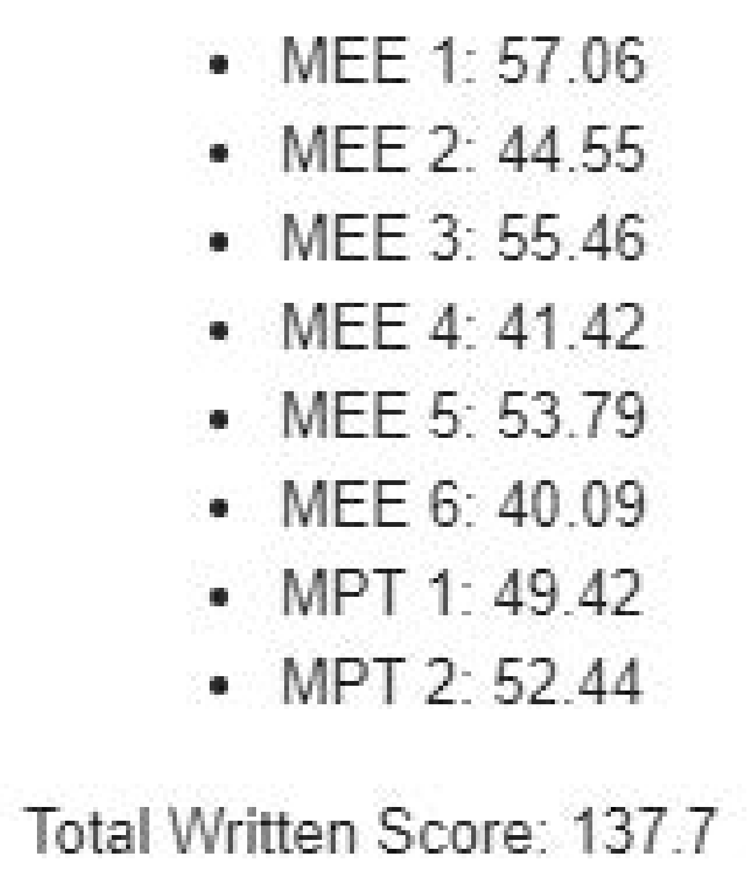- MEE 1: 57.06
- MEE 2: 44.55
- MEE 3: 55.46
- MEE 4: 41.42
- MEE 5: 53.79
- MEE 6: 40.09
- MPT 1: 49.42
- MPT 2: 52.44

Total Written Score: 137.7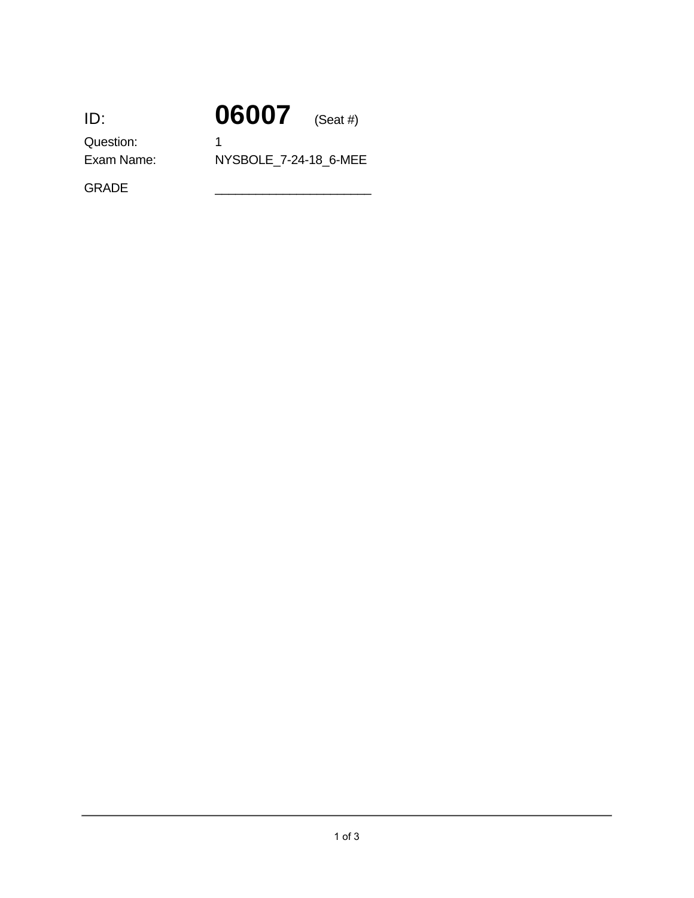ID: **06007** (Seat #)

Question: 1

Exam Name: NYSBOLE_7-24-18_6-MEE

GRADE _______________________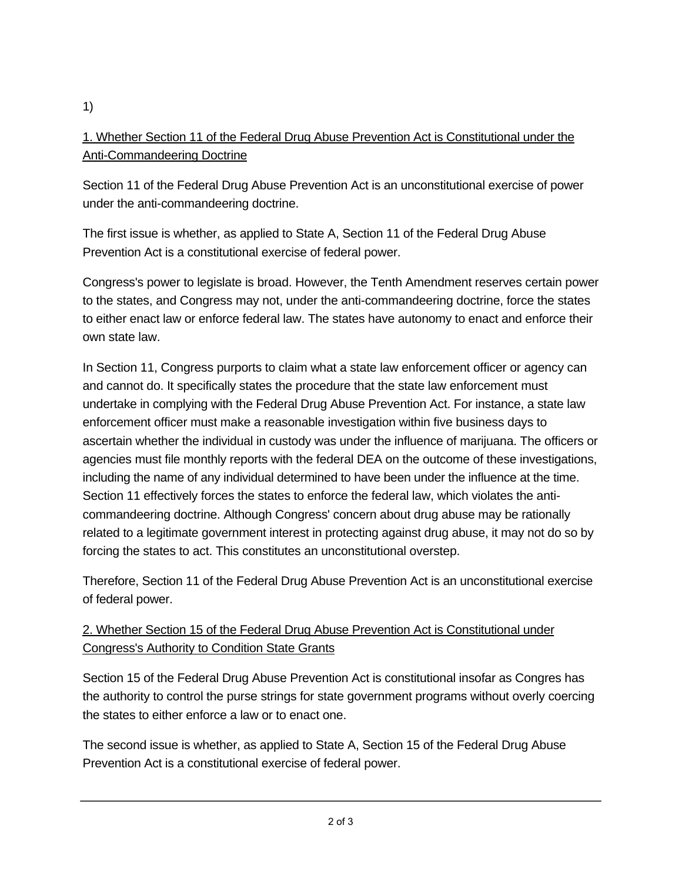1)

<u>1. Whether Section 11 of the Federal Drug Abuse Prevention Act is Constitutional under the Anti-Commandeering Doctrine</u>

Section 11 of the Federal Drug Abuse Prevention Act is an unconstitutional exercise of power under the anti-commandeering doctrine.

The first issue is whether, as applied to State A, Section 11 of the Federal Drug Abuse Prevention Act is a constitutional exercise of federal power.

Congress's power to legislate is broad. However, the Tenth Amendment reserves certain power to the states, and Congress may not, under the anti-commandeering doctrine, force the states to either enact law or enforce federal law. The states have autonomy to enact and enforce their own state law.

In Section 11, Congress purports to claim what a state law enforcement officer or agency can and cannot do. It specifically states the procedure that the state law enforcement must undertake in complying with the Federal Drug Abuse Prevention Act. For instance, a state law enforcement officer must make a reasonable investigation within five business days to ascertain whether the individual in custody was under the influence of marijuana. The officers or agencies must file monthly reports with the federal DEA on the outcome of these investigations, including the name of any individual determined to have been under the influence at the time. Section 11 effectively forces the states to enforce the federal law, which violates the anti-commandeering doctrine. Although Congress' concern about drug abuse may be rationally related to a legitimate government interest in protecting against drug abuse, it may not do so by forcing the states to act. This constitutes an unconstitutional overstep.

Therefore, Section 11 of the Federal Drug Abuse Prevention Act is an unconstitutional exercise of federal power.

<u>2. Whether Section 15 of the Federal Drug Abuse Prevention Act is Constitutional under Congress's Authority to Condition State Grants</u>

Section 15 of the Federal Drug Abuse Prevention Act is constitutional insofar as Congres has the authority to control the purse strings for state government programs without overly coercing the states to either enforce a law or to enact one.

The second issue is whether, as applied to State A, Section 15 of the Federal Drug Abuse Prevention Act is a constitutional exercise of federal power.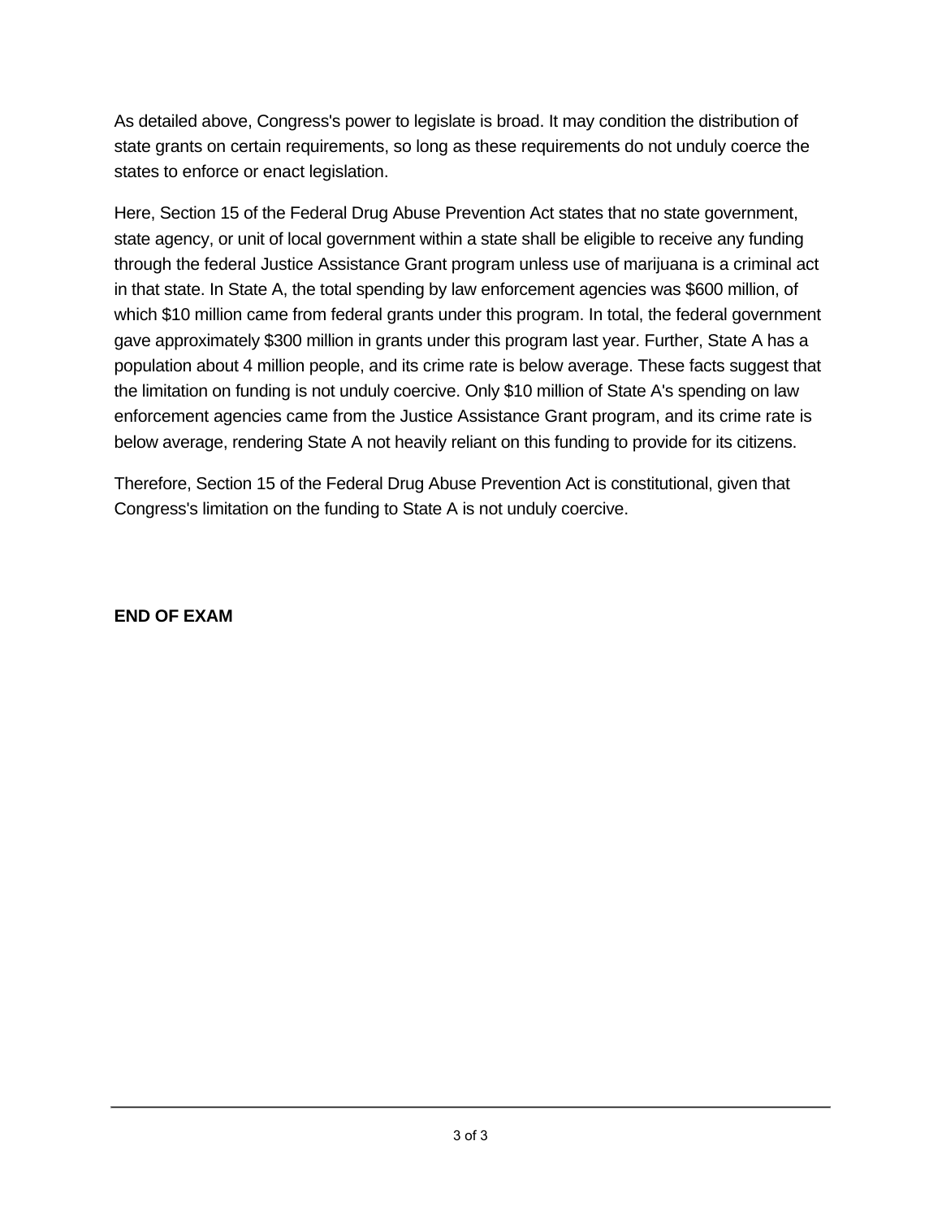As detailed above, Congress's power to legislate is broad. It may condition the distribution of state grants on certain requirements, so long as these requirements do not unduly coerce the states to enforce or enact legislation.

Here, Section 15 of the Federal Drug Abuse Prevention Act states that no state government, state agency, or unit of local government within a state shall be eligible to receive any funding through the federal Justice Assistance Grant program unless use of marijuana is a criminal act in that state. In State A, the total spending by law enforcement agencies was $600 million, of which $10 million came from federal grants under this program. In total, the federal government gave approximately $300 million in grants under this program last year. Further, State A has a population about 4 million people, and its crime rate is below average. These facts suggest that the limitation on funding is not unduly coercive. Only $10 million of State A's spending on law enforcement agencies came from the Justice Assistance Grant program, and its crime rate is below average, rendering State A not heavily reliant on this funding to provide for its citizens.

Therefore, Section 15 of the Federal Drug Abuse Prevention Act is constitutional, given that Congress's limitation on the funding to State A is not unduly coercive.

**END OF EXAM**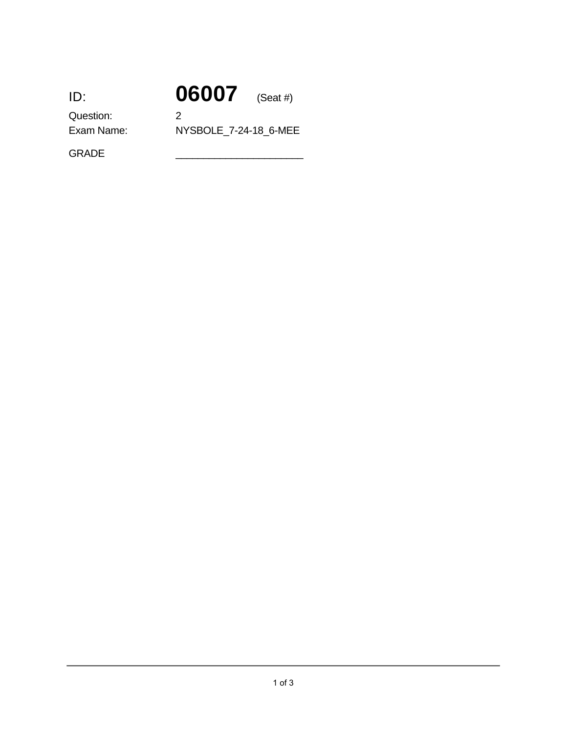ID: **06007** (Seat #)

Question: 2

Exam Name: NYSBOLE_7-24-18_6-MEE

GRADE ______________________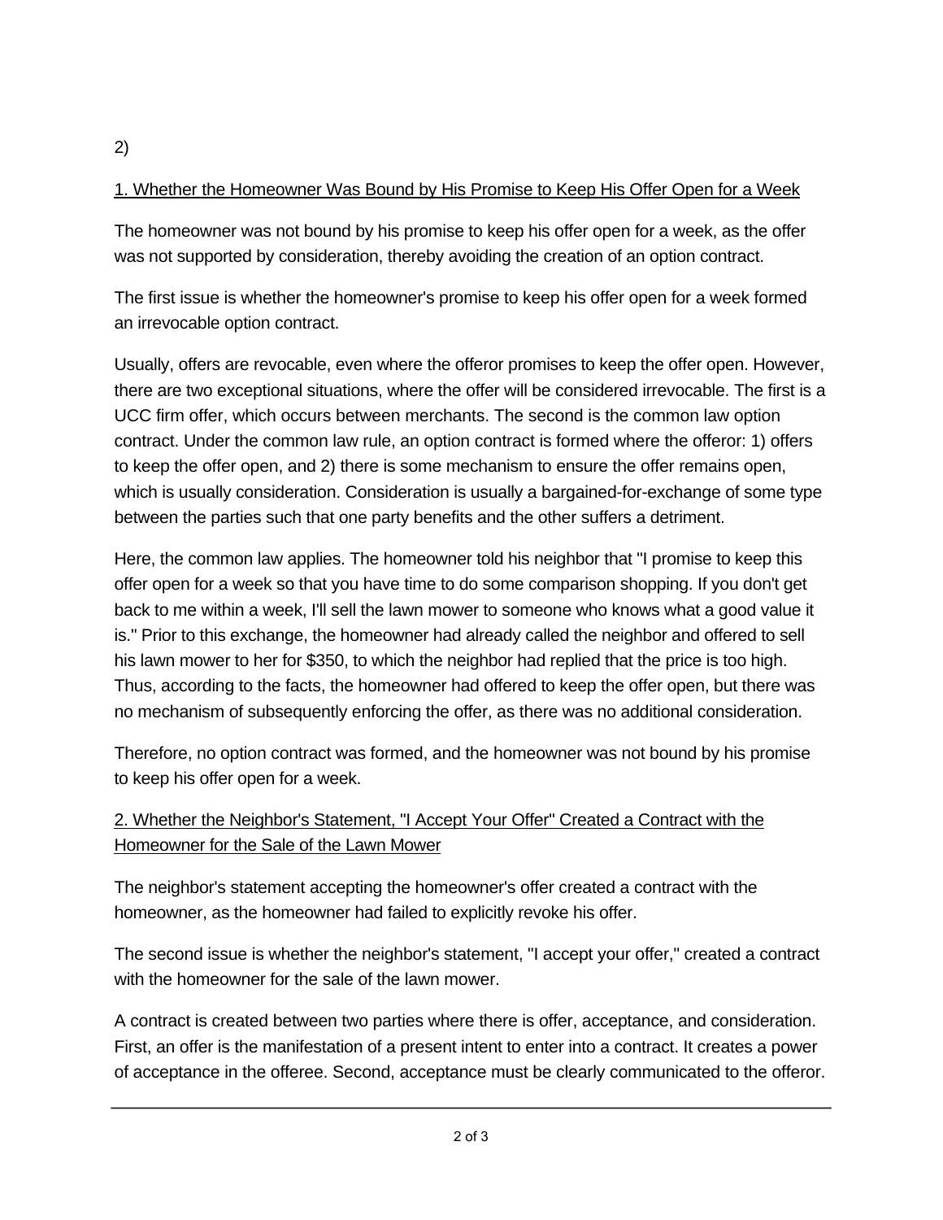2)

<u>1. Whether the Homeowner Was Bound by His Promise to Keep His Offer Open for a Week</u>

The homeowner was not bound by his promise to keep his offer open for a week, as the offer was not supported by consideration, thereby avoiding the creation of an option contract.

The first issue is whether the homeowner's promise to keep his offer open for a week formed an irrevocable option contract.

Usually, offers are revocable, even where the offeror promises to keep the offer open. However, there are two exceptional situations, where the offer will be considered irrevocable. The first is a UCC firm offer, which occurs between merchants. The second is the common law option contract. Under the common law rule, an option contract is formed where the offeror: 1) offers to keep the offer open, and 2) there is some mechanism to ensure the offer remains open, which is usually consideration. Consideration is usually a bargained-for-exchange of some type between the parties such that one party benefits and the other suffers a detriment.

Here, the common law applies. The homeowner told his neighbor that "I promise to keep this offer open for a week so that you have time to do some comparison shopping. If you don't get back to me within a week, I'll sell the lawn mower to someone who knows what a good value it is." Prior to this exchange, the homeowner had already called the neighbor and offered to sell his lawn mower to her for $350, to which the neighbor had replied that the price is too high. Thus, according to the facts, the homeowner had offered to keep the offer open, but there was no mechanism of subsequently enforcing the offer, as there was no additional consideration.

Therefore, no option contract was formed, and the homeowner was not bound by his promise to keep his offer open for a week.

<u>2. Whether the Neighbor's Statement, "I Accept Your Offer" Created a Contract with the Homeowner for the Sale of the Lawn Mower</u>

The neighbor's statement accepting the homeowner's offer created a contract with the homeowner, as the homeowner had failed to explicitly revoke his offer.

The second issue is whether the neighbor's statement, "I accept your offer," created a contract with the homeowner for the sale of the lawn mower.

A contract is created between two parties where there is offer, acceptance, and consideration. First, an offer is the manifestation of a present intent to enter into a contract. It creates a power of acceptance in the offeree. Second, acceptance must be clearly communicated to the offeror.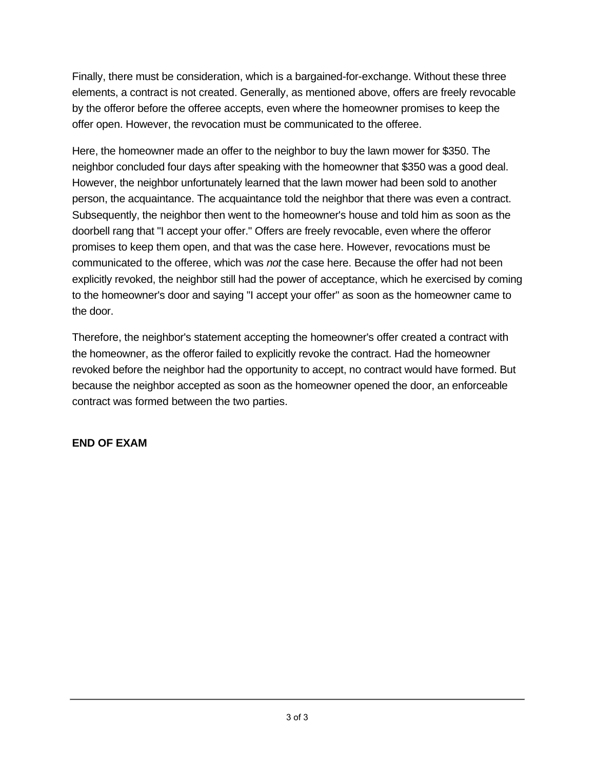Finally, there must be consideration, which is a bargained-for-exchange. Without these three elements, a contract is not created. Generally, as mentioned above, offers are freely revocable by the offeror before the offeree accepts, even where the homeowner promises to keep the offer open. However, the revocation must be communicated to the offeree.

Here, the homeowner made an offer to the neighbor to buy the lawn mower for $350. The neighbor concluded four days after speaking with the homeowner that $350 was a good deal. However, the neighbor unfortunately learned that the lawn mower had been sold to another person, the acquaintance. The acquaintance told the neighbor that there was even a contract. Subsequently, the neighbor then went to the homeowner's house and told him as soon as the doorbell rang that "I accept your offer." Offers are freely revocable, even where the offeror promises to keep them open, and that was the case here. However, revocations must be communicated to the offeree, which was *not* the case here. Because the offer had not been explicitly revoked, the neighbor still had the power of acceptance, which he exercised by coming to the homeowner's door and saying "I accept your offer" as soon as the homeowner came to the door.

Therefore, the neighbor's statement accepting the homeowner's offer created a contract with the homeowner, as the offeror failed to explicitly revoke the contract. Had the homeowner revoked before the neighbor had the opportunity to accept, no contract would have formed. But because the neighbor accepted as soon as the homeowner opened the door, an enforceable contract was formed between the two parties.

**END OF EXAM**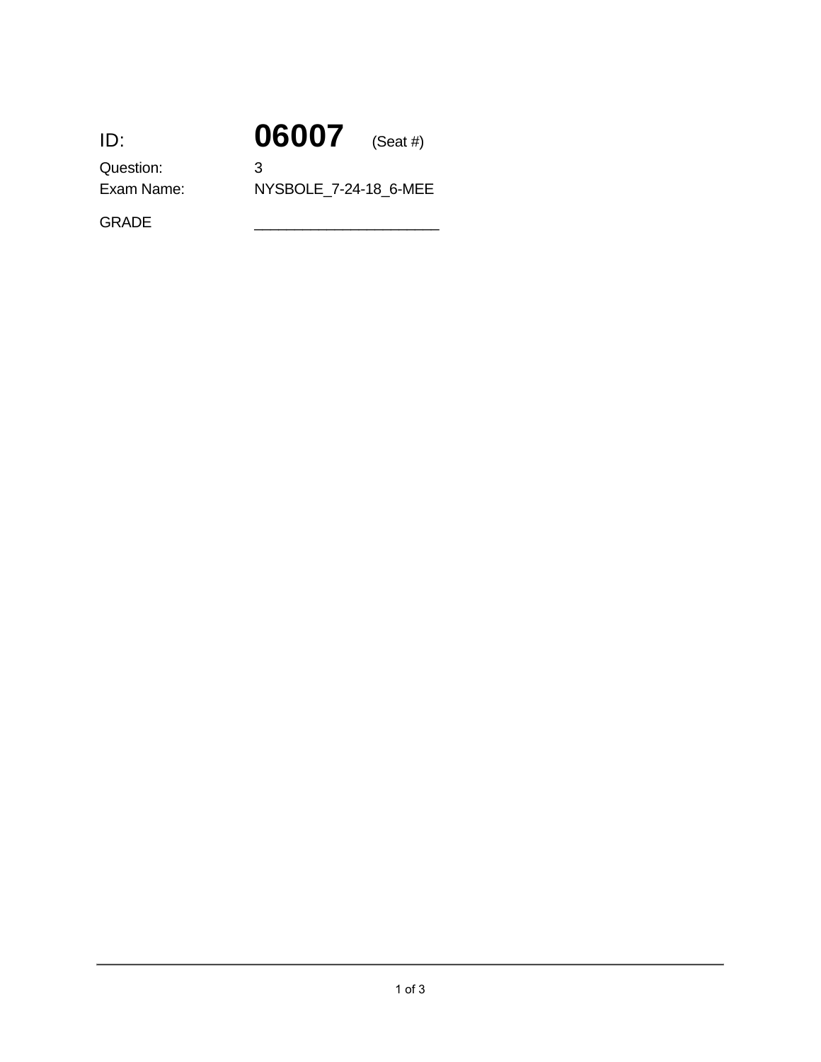ID: **06007** (Seat #)

Question: 3

Exam Name: NYSBOLE_7-24-18_6-MEE

GRADE _______________________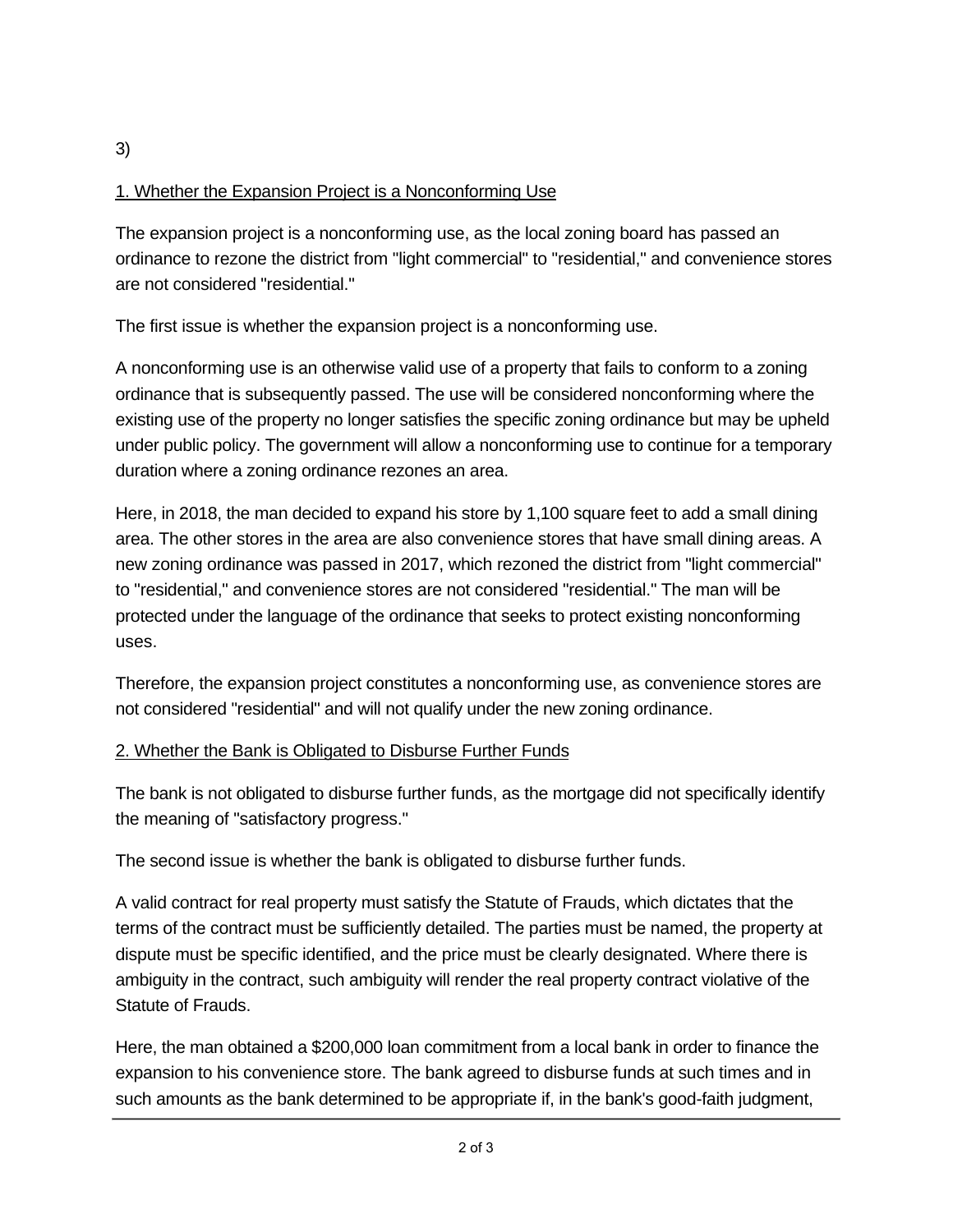3)

<u>1. Whether the Expansion Project is a Nonconforming Use</u>

The expansion project is a nonconforming use, as the local zoning board has passed an ordinance to rezone the district from "light commercial" to "residential," and convenience stores are not considered "residential."

The first issue is whether the expansion project is a nonconforming use.

A nonconforming use is an otherwise valid use of a property that fails to conform to a zoning ordinance that is subsequently passed. The use will be considered nonconforming where the existing use of the property no longer satisfies the specific zoning ordinance but may be upheld under public policy. The government will allow a nonconforming use to continue for a temporary duration where a zoning ordinance rezones an area.

Here, in 2018, the man decided to expand his store by 1,100 square feet to add a small dining area. The other stores in the area are also convenience stores that have small dining areas. A new zoning ordinance was passed in 2017, which rezoned the district from "light commercial" to "residential," and convenience stores are not considered "residential." The man will be protected under the language of the ordinance that seeks to protect existing nonconforming uses.

Therefore, the expansion project constitutes a nonconforming use, as convenience stores are not considered "residential" and will not qualify under the new zoning ordinance.

<u>2. Whether the Bank is Obligated to Disburse Further Funds</u>

The bank is not obligated to disburse further funds, as the mortgage did not specifically identify the meaning of "satisfactory progress."

The second issue is whether the bank is obligated to disburse further funds.

A valid contract for real property must satisfy the Statute of Frauds, which dictates that the terms of the contract must be sufficiently detailed. The parties must be named, the property at dispute must be specific identified, and the price must be clearly designated. Where there is ambiguity in the contract, such ambiguity will render the real property contract violative of the Statute of Frauds.

Here, the man obtained a $200,000 loan commitment from a local bank in order to finance the expansion to his convenience store. The bank agreed to disburse funds at such times and in such amounts as the bank determined to be appropriate if, in the bank's good-faith judgment,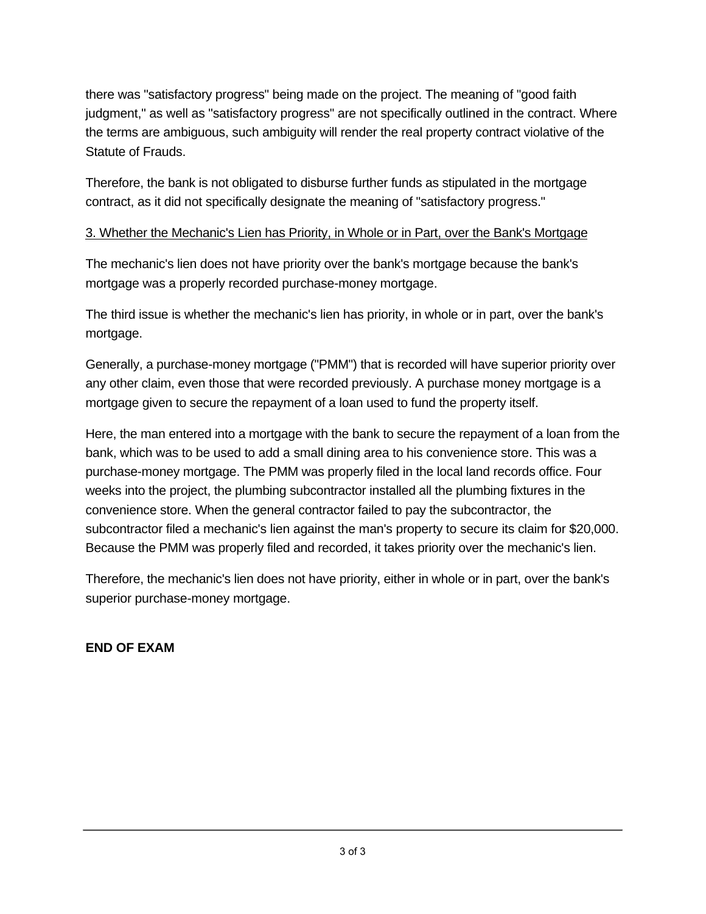there was "satisfactory progress" being made on the project. The meaning of "good faith judgment," as well as "satisfactory progress" are not specifically outlined in the contract. Where the terms are ambiguous, such ambiguity will render the real property contract violative of the Statute of Frauds.

Therefore, the bank is not obligated to disburse further funds as stipulated in the mortgage contract, as it did not specifically designate the meaning of "satisfactory progress."

<u>3. Whether the Mechanic's Lien has Priority, in Whole or in Part, over the Bank's Mortgage</u>

The mechanic's lien does not have priority over the bank's mortgage because the bank's mortgage was a properly recorded purchase-money mortgage.

The third issue is whether the mechanic's lien has priority, in whole or in part, over the bank's mortgage.

Generally, a purchase-money mortgage ("PMM") that is recorded will have superior priority over any other claim, even those that were recorded previously. A purchase money mortgage is a mortgage given to secure the repayment of a loan used to fund the property itself.

Here, the man entered into a mortgage with the bank to secure the repayment of a loan from the bank, which was to be used to add a small dining area to his convenience store. This was a purchase-money mortgage. The PMM was properly filed in the local land records office. Four weeks into the project, the plumbing subcontractor installed all the plumbing fixtures in the convenience store. When the general contractor failed to pay the subcontractor, the subcontractor filed a mechanic's lien against the man's property to secure its claim for $20,000. Because the PMM was properly filed and recorded, it takes priority over the mechanic's lien.

Therefore, the mechanic's lien does not have priority, either in whole or in part, over the bank's superior purchase-money mortgage.

**END OF EXAM**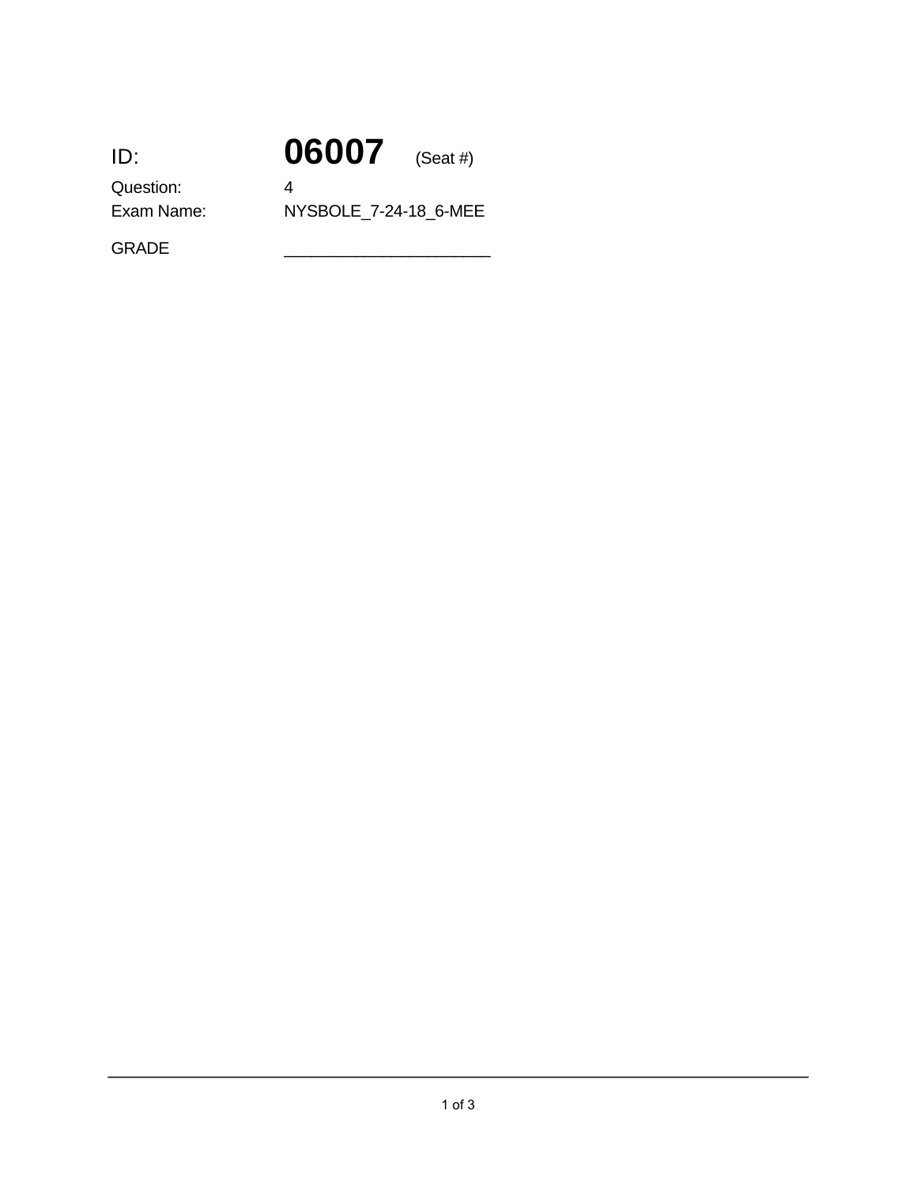ID: **06007** (Seat #)

Question: 4

Exam Name: NYSBOLE_7-24-18_6-MEE

GRADE ________________________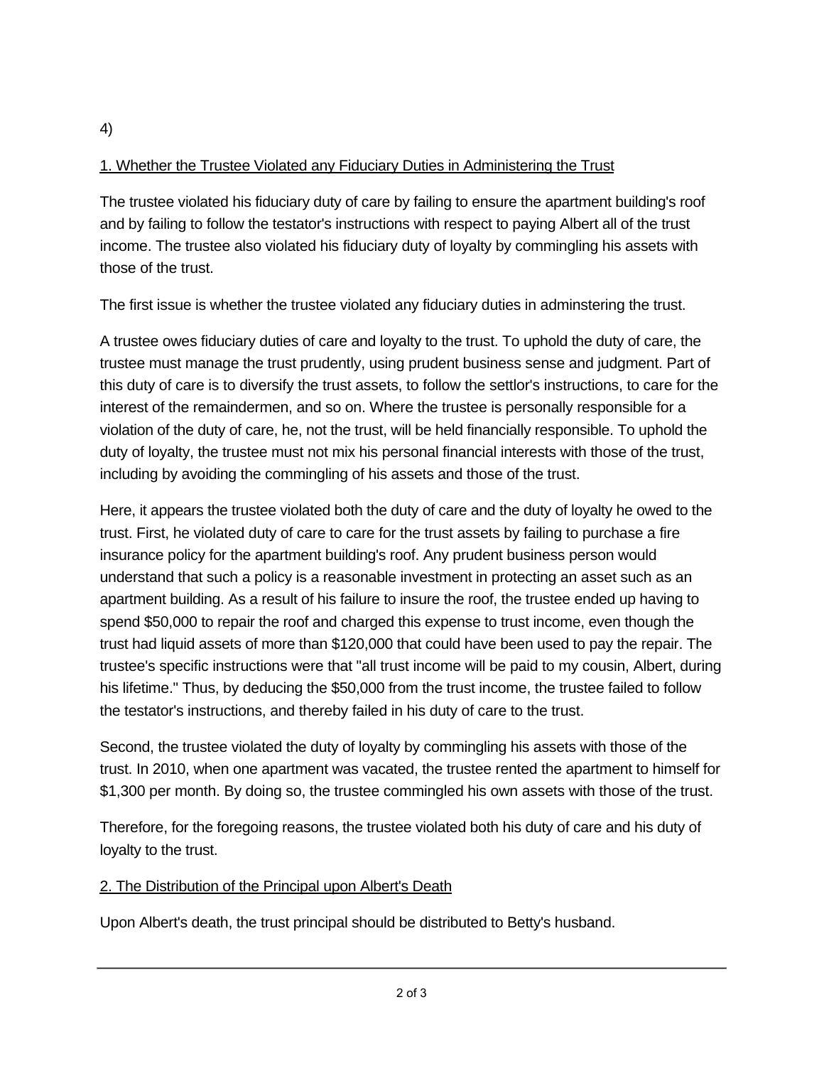4)

<u>1. Whether the Trustee Violated any Fiduciary Duties in Administering the Trust</u>

The trustee violated his fiduciary duty of care by failing to ensure the apartment building's roof and by failing to follow the testator's instructions with respect to paying Albert all of the trust income. The trustee also violated his fiduciary duty of loyalty by commingling his assets with those of the trust.

The first issue is whether the trustee violated any fiduciary duties in adminstering the trust.

A trustee owes fiduciary duties of care and loyalty to the trust. To uphold the duty of care, the trustee must manage the trust prudently, using prudent business sense and judgment. Part of this duty of care is to diversify the trust assets, to follow the settlor's instructions, to care for the interest of the remaindermen, and so on. Where the trustee is personally responsible for a violation of the duty of care, he, not the trust, will be held financially responsible. To uphold the duty of loyalty, the trustee must not mix his personal financial interests with those of the trust, including by avoiding the commingling of his assets and those of the trust.

Here, it appears the trustee violated both the duty of care and the duty of loyalty he owed to the trust. First, he violated duty of care to care for the trust assets by failing to purchase a fire insurance policy for the apartment building's roof. Any prudent business person would understand that such a policy is a reasonable investment in protecting an asset such as an apartment building. As a result of his failure to insure the roof, the trustee ended up having to spend $50,000 to repair the roof and charged this expense to trust income, even though the trust had liquid assets of more than $120,000 that could have been used to pay the repair. The trustee's specific instructions were that "all trust income will be paid to my cousin, Albert, during his lifetime." Thus, by deducing the $50,000 from the trust income, the trustee failed to follow the testator's instructions, and thereby failed in his duty of care to the trust.

Second, the trustee violated the duty of loyalty by commingling his assets with those of the trust. In 2010, when one apartment was vacated, the trustee rented the apartment to himself for $1,300 per month. By doing so, the trustee commingled his own assets with those of the trust.

Therefore, for the foregoing reasons, the trustee violated both his duty of care and his duty of loyalty to the trust.

<u>2. The Distribution of the Principal upon Albert's Death</u>

Upon Albert's death, the trust principal should be distributed to Betty's husband.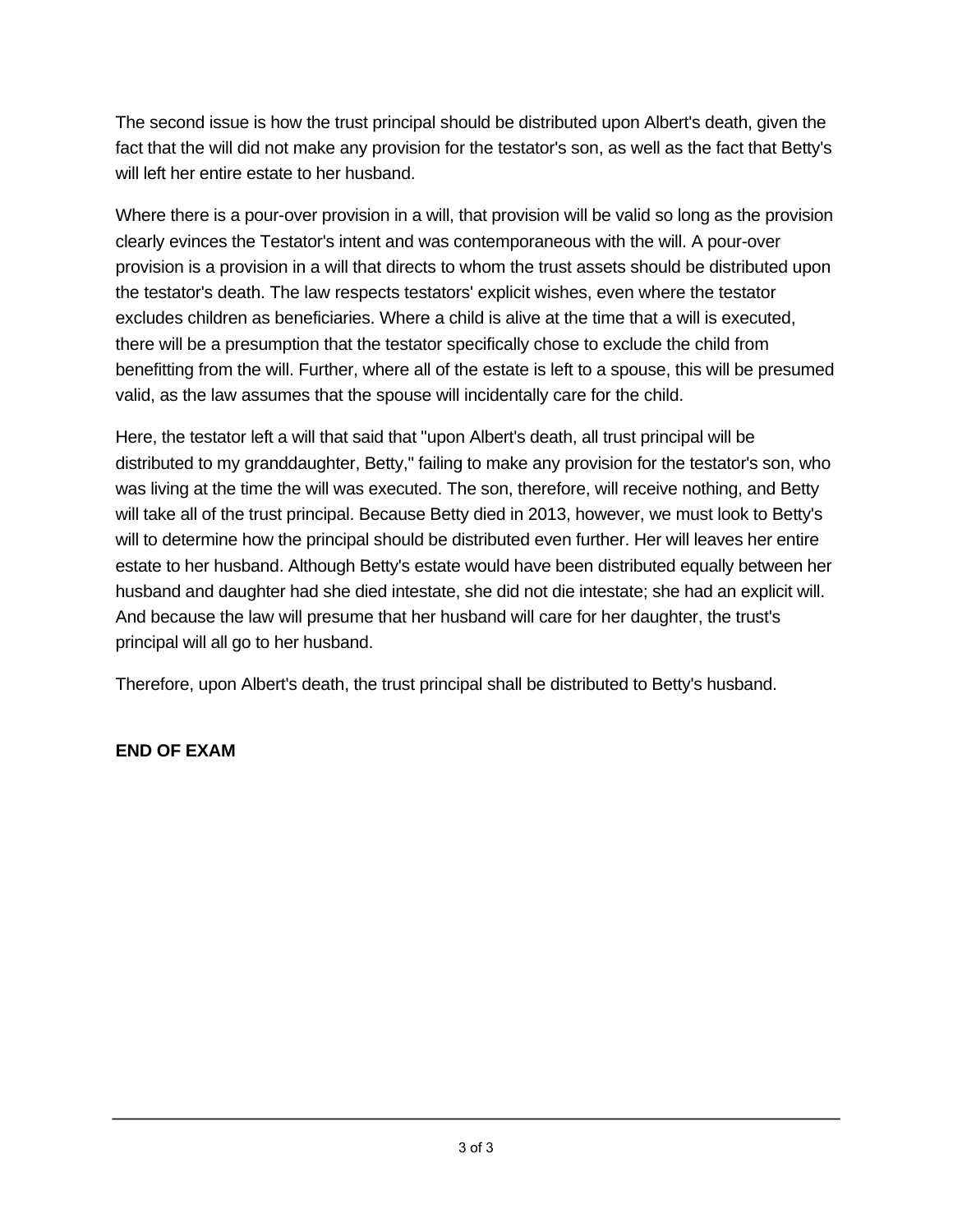The second issue is how the trust principal should be distributed upon Albert's death, given the fact that the will did not make any provision for the testator's son, as well as the fact that Betty's will left her entire estate to her husband.

Where there is a pour-over provision in a will, that provision will be valid so long as the provision clearly evinces the Testator's intent and was contemporaneous with the will. A pour-over provision is a provision in a will that directs to whom the trust assets should be distributed upon the testator's death. The law respects testators' explicit wishes, even where the testator excludes children as beneficiaries. Where a child is alive at the time that a will is executed, there will be a presumption that the testator specifically chose to exclude the child from benefitting from the will. Further, where all of the estate is left to a spouse, this will be presumed valid, as the law assumes that the spouse will incidentally care for the child.

Here, the testator left a will that said that "upon Albert's death, all trust principal will be distributed to my granddaughter, Betty," failing to make any provision for the testator's son, who was living at the time the will was executed. The son, therefore, will receive nothing, and Betty will take all of the trust principal. Because Betty died in 2013, however, we must look to Betty's will to determine how the principal should be distributed even further. Her will leaves her entire estate to her husband. Although Betty's estate would have been distributed equally between her husband and daughter had she died intestate, she did not die intestate; she had an explicit will. And because the law will presume that her husband will care for her daughter, the trust's principal will all go to her husband.

Therefore, upon Albert's death, the trust principal shall be distributed to Betty's husband.

**END OF EXAM**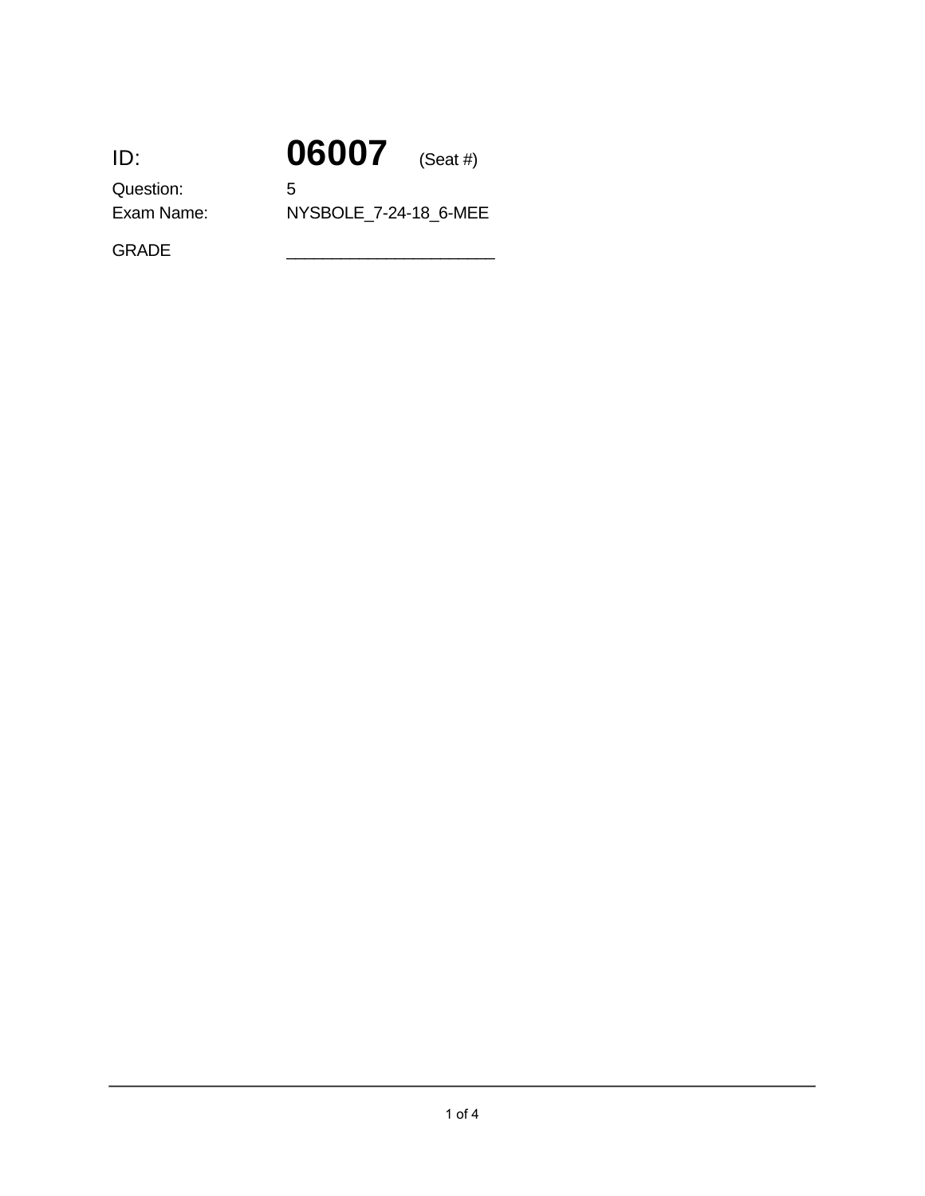ID: **06007** (Seat #)

Question: 5

Exam Name: NYSBOLE_7-24-18_6-MEE

GRADE ______________________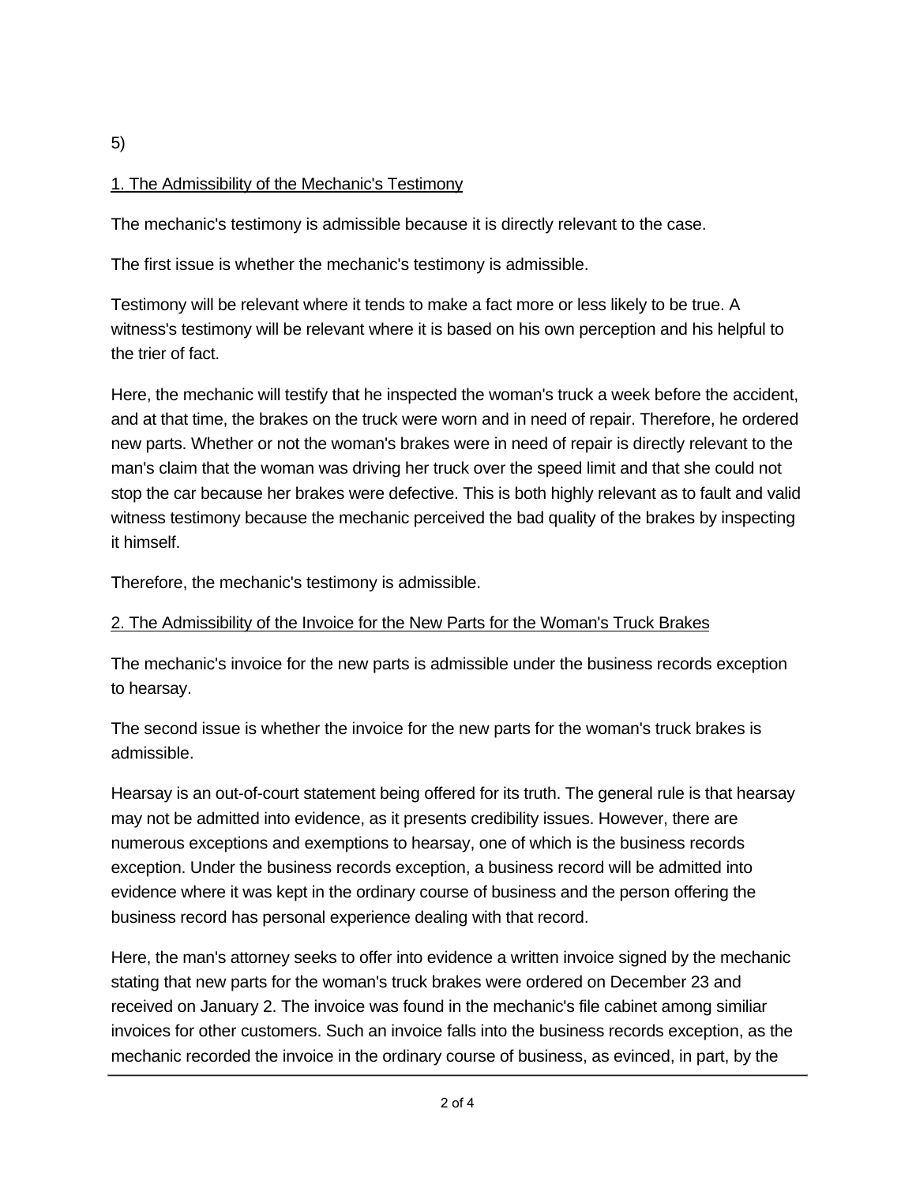5)

<u>1. The Admissibility of the Mechanic's Testimony</u>

The mechanic's testimony is admissible because it is directly relevant to the case.

The first issue is whether the mechanic's testimony is admissible.

Testimony will be relevant where it tends to make a fact more or less likely to be true. A witness's testimony will be relevant where it is based on his own perception and his helpful to the trier of fact.

Here, the mechanic will testify that he inspected the woman's truck a week before the accident, and at that time, the brakes on the truck were worn and in need of repair. Therefore, he ordered new parts. Whether or not the woman's brakes were in need of repair is directly relevant to the man's claim that the woman was driving her truck over the speed limit and that she could not stop the car because her brakes were defective. This is both highly relevant as to fault and valid witness testimony because the mechanic perceived the bad quality of the brakes by inspecting it himself.

Therefore, the mechanic's testimony is admissible.

<u>2. The Admissibility of the Invoice for the New Parts for the Woman's Truck Brakes</u>

The mechanic's invoice for the new parts is admissible under the business records exception to hearsay.

The second issue is whether the invoice for the new parts for the woman's truck brakes is admissible.

Hearsay is an out-of-court statement being offered for its truth. The general rule is that hearsay may not be admitted into evidence, as it presents credibility issues. However, there are numerous exceptions and exemptions to hearsay, one of which is the business records exception. Under the business records exception, a business record will be admitted into evidence where it was kept in the ordinary course of business and the person offering the business record has personal experience dealing with that record.

Here, the man's attorney seeks to offer into evidence a written invoice signed by the mechanic stating that new parts for the woman's truck brakes were ordered on December 23 and received on January 2. The invoice was found in the mechanic's file cabinet among similiar invoices for other customers. Such an invoice falls into the business records exception, as the mechanic recorded the invoice in the ordinary course of business, as evinced, in part, by the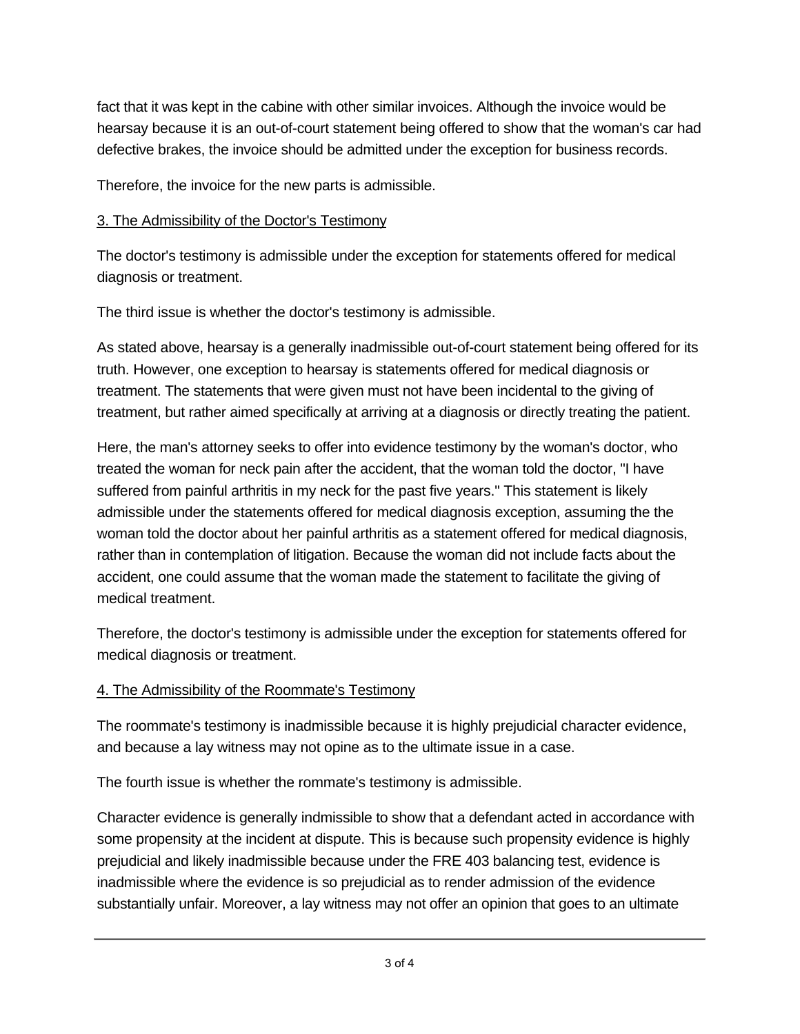fact that it was kept in the cabine with other similar invoices. Although the invoice would be hearsay because it is an out-of-court statement being offered to show that the woman's car had defective brakes, the invoice should be admitted under the exception for business records.

Therefore, the invoice for the new parts is admissible.

<u>3. The Admissibility of the Doctor's Testimony</u>

The doctor's testimony is admissible under the exception for statements offered for medical diagnosis or treatment.

The third issue is whether the doctor's testimony is admissible.

As stated above, hearsay is a generally inadmissible out-of-court statement being offered for its truth. However, one exception to hearsay is statements offered for medical diagnosis or treatment. The statements that were given must not have been incidental to the giving of treatment, but rather aimed specifically at arriving at a diagnosis or directly treating the patient.

Here, the man's attorney seeks to offer into evidence testimony by the woman's doctor, who treated the woman for neck pain after the accident, that the woman told the doctor, "I have suffered from painful arthritis in my neck for the past five years." This statement is likely admissible under the statements offered for medical diagnosis exception, assuming the the woman told the doctor about her painful arthritis as a statement offered for medical diagnosis, rather than in contemplation of litigation. Because the woman did not include facts about the accident, one could assume that the woman made the statement to facilitate the giving of medical treatment.

Therefore, the doctor's testimony is admissible under the exception for statements offered for medical diagnosis or treatment.

<u>4. The Admissibility of the Roommate's Testimony</u>

The roommate's testimony is inadmissible because it is highly prejudicial character evidence, and because a lay witness may not opine as to the ultimate issue in a case.

The fourth issue is whether the rommate's testimony is admissible.

Character evidence is generally indmissible to show that a defendant acted in accordance with some propensity at the incident at dispute. This is because such propensity evidence is highly prejudicial and likely inadmissible because under the FRE 403 balancing test, evidence is inadmissible where the evidence is so prejudicial as to render admission of the evidence substantially unfair. Moreover, a lay witness may not offer an opinion that goes to an ultimate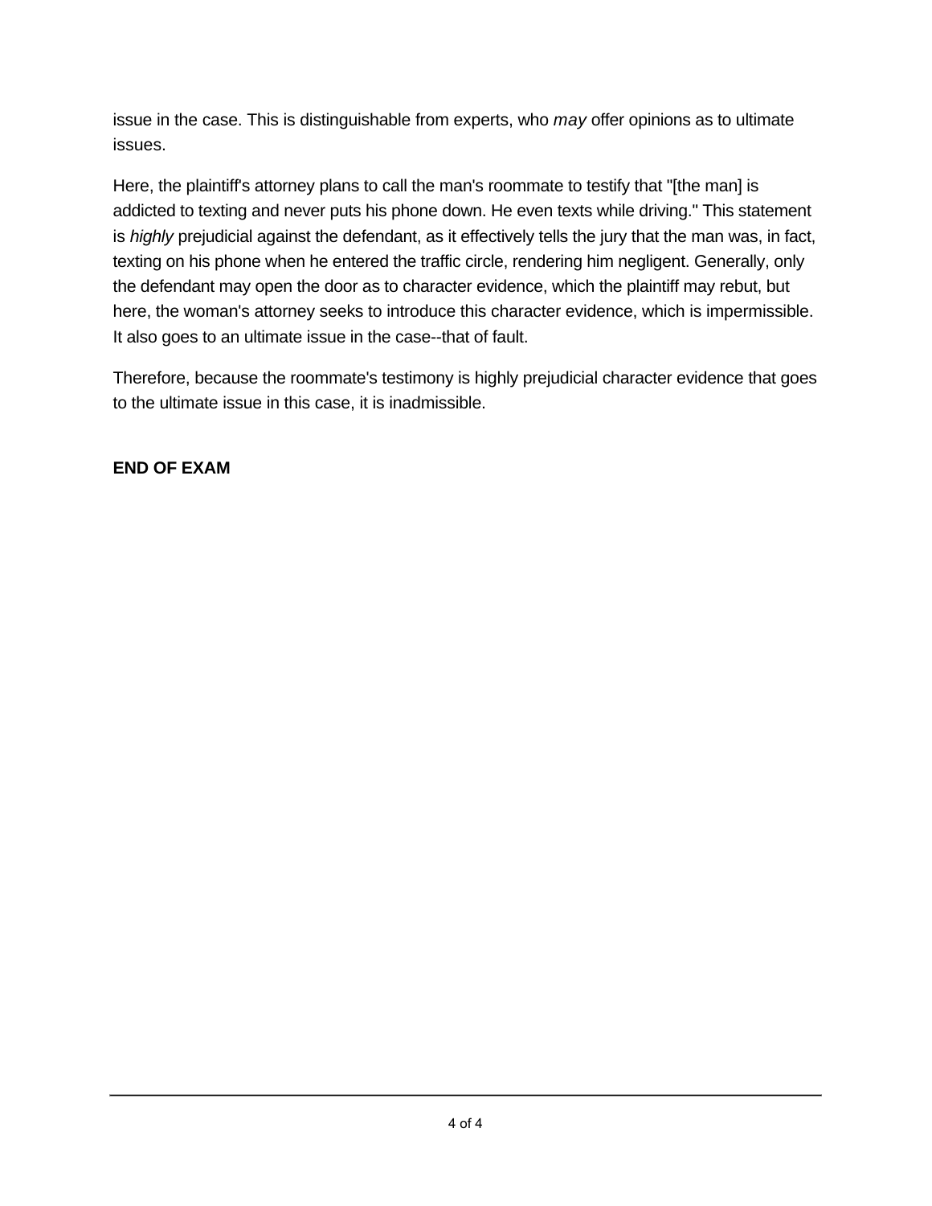issue in the case. This is distinguishable from experts, who *may* offer opinions as to ultimate issues.

Here, the plaintiff's attorney plans to call the man's roommate to testify that "[the man] is addicted to texting and never puts his phone down. He even texts while driving." This statement is *highly* prejudicial against the defendant, as it effectively tells the jury that the man was, in fact, texting on his phone when he entered the traffic circle, rendering him negligent. Generally, only the defendant may open the door as to character evidence, which the plaintiff may rebut, but here, the woman's attorney seeks to introduce this character evidence, which is impermissible. It also goes to an ultimate issue in the case--that of fault.

Therefore, because the roommate's testimony is highly prejudicial character evidence that goes to the ultimate issue in this case, it is inadmissible.

**END OF EXAM**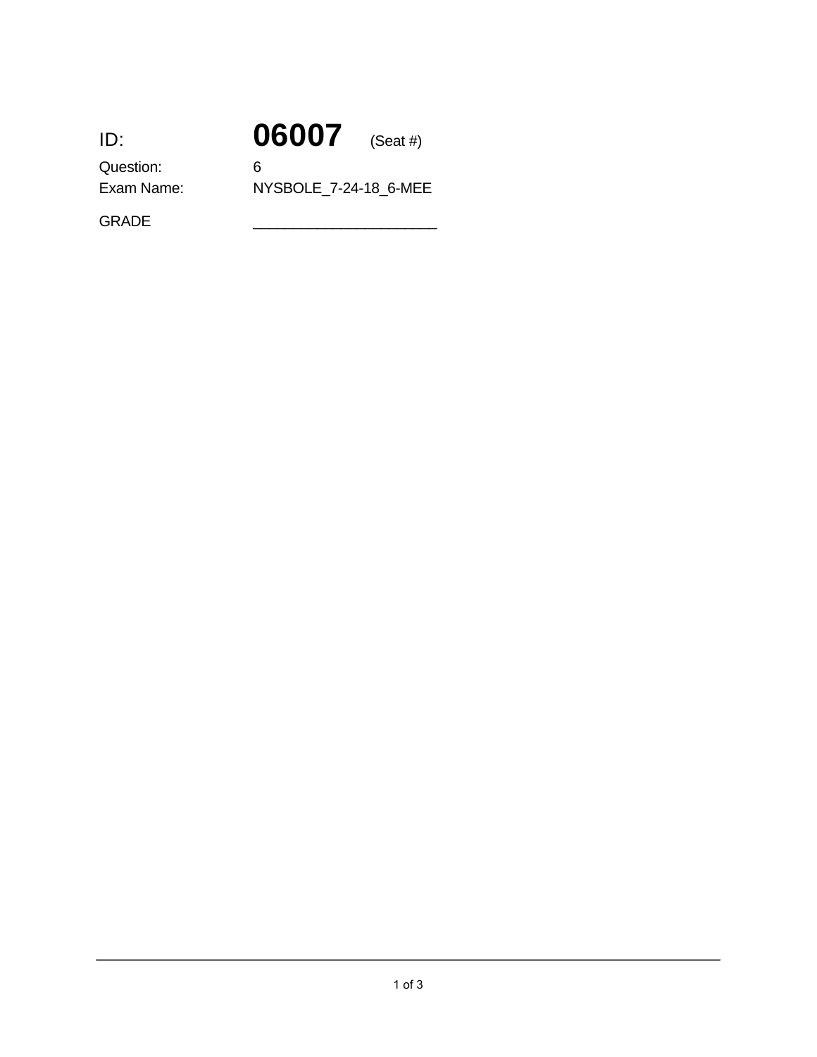ID: **06007** (Seat #)

Question: 6

Exam Name: NYSBOLE_7-24-18_6-MEE

GRADE _______________________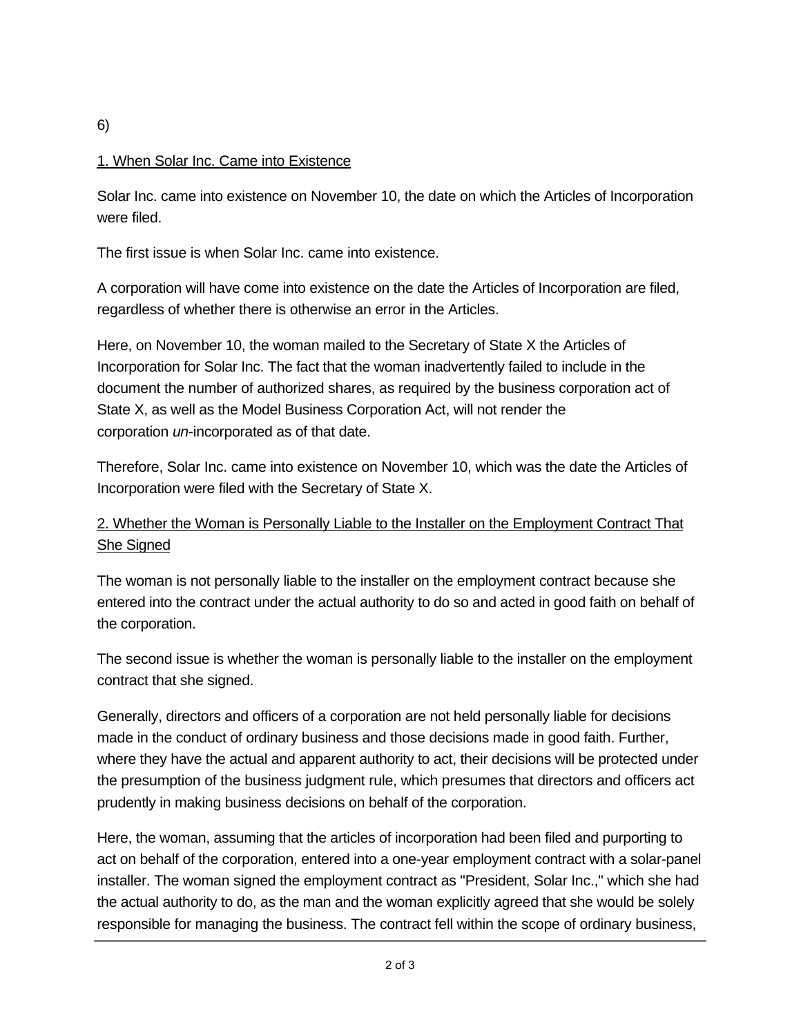6)

<u>1. When Solar Inc. Came into Existence</u>

Solar Inc. came into existence on November 10, the date on which the Articles of Incorporation were filed.

The first issue is when Solar Inc. came into existence.

A corporation will have come into existence on the date the Articles of Incorporation are filed, regardless of whether there is otherwise an error in the Articles.

Here, on November 10, the woman mailed to the Secretary of State X the Articles of Incorporation for Solar Inc. The fact that the woman inadvertently failed to include in the document the number of authorized shares, as required by the business corporation act of State X, as well as the Model Business Corporation Act, will not render the corporation *un*-incorporated as of that date.

Therefore, Solar Inc. came into existence on November 10, which was the date the Articles of Incorporation were filed with the Secretary of State X.

<u>2. Whether the Woman is Personally Liable to the Installer on the Employment Contract That She Signed</u>

The woman is not personally liable to the installer on the employment contract because she entered into the contract under the actual authority to do so and acted in good faith on behalf of the corporation.

The second issue is whether the woman is personally liable to the installer on the employment contract that she signed.

Generally, directors and officers of a corporation are not held personally liable for decisions made in the conduct of ordinary business and those decisions made in good faith. Further, where they have the actual and apparent authority to act, their decisions will be protected under the presumption of the business judgment rule, which presumes that directors and officers act prudently in making business decisions on behalf of the corporation.

Here, the woman, assuming that the articles of incorporation had been filed and purporting to act on behalf of the corporation, entered into a one-year employment contract with a solar-panel installer. The woman signed the employment contract as "President, Solar Inc.," which she had the actual authority to do, as the man and the woman explicitly agreed that she would be solely responsible for managing the business. The contract fell within the scope of ordinary business,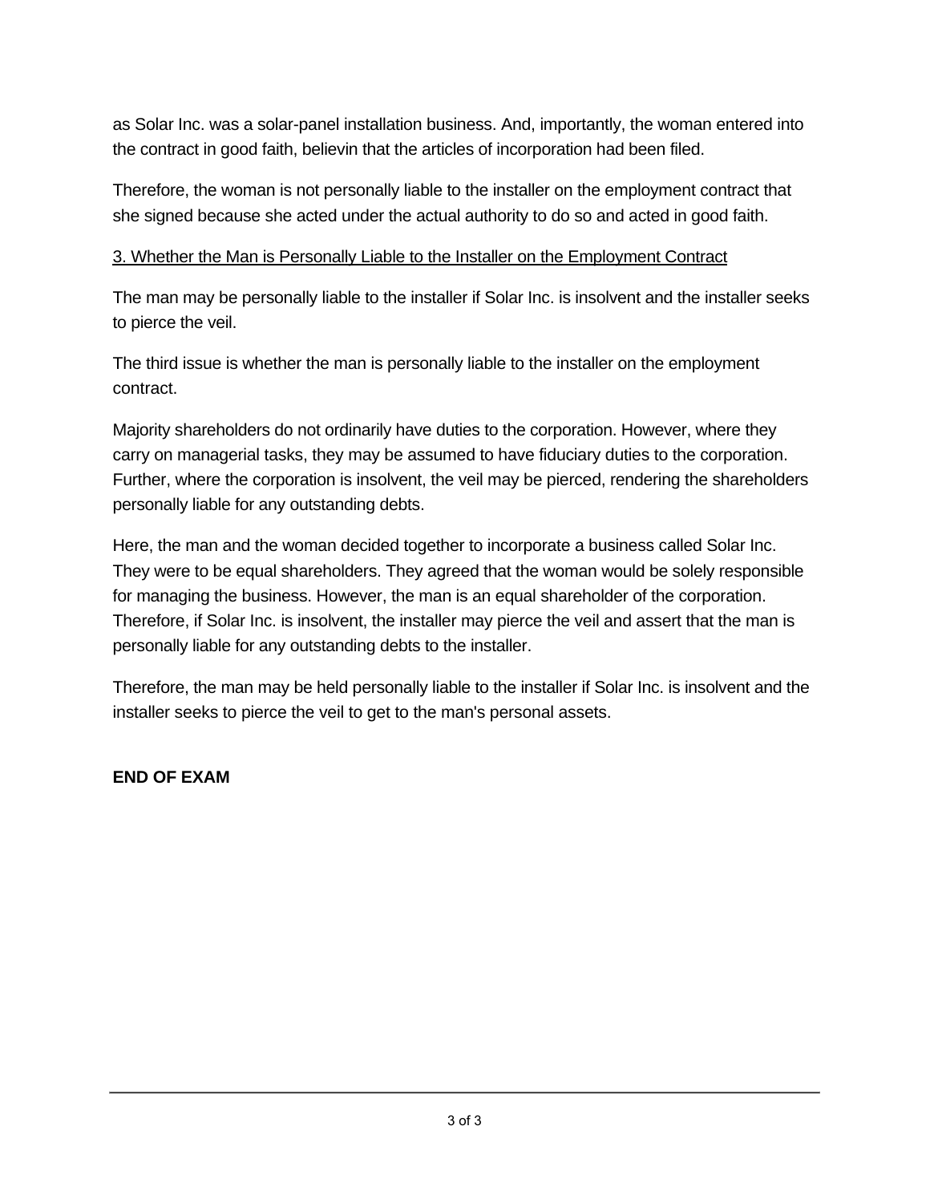as Solar Inc. was a solar-panel installation business. And, importantly, the woman entered into the contract in good faith, believin that the articles of incorporation had been filed.

Therefore, the woman is not personally liable to the installer on the employment contract that she signed because she acted under the actual authority to do so and acted in good faith.

<u>3. Whether the Man is Personally Liable to the Installer on the Employment Contract</u>

The man may be personally liable to the installer if Solar Inc. is insolvent and the installer seeks to pierce the veil.

The third issue is whether the man is personally liable to the installer on the employment contract.

Majority shareholders do not ordinarily have duties to the corporation. However, where they carry on managerial tasks, they may be assumed to have fiduciary duties to the corporation. Further, where the corporation is insolvent, the veil may be pierced, rendering the shareholders personally liable for any outstanding debts.

Here, the man and the woman decided together to incorporate a business called Solar Inc. They were to be equal shareholders. They agreed that the woman would be solely responsible for managing the business. However, the man is an equal shareholder of the corporation. Therefore, if Solar Inc. is insolvent, the installer may pierce the veil and assert that the man is personally liable for any outstanding debts to the installer.

Therefore, the man may be held personally liable to the installer if Solar Inc. is insolvent and the installer seeks to pierce the veil to get to the man's personal assets.

**END OF EXAM**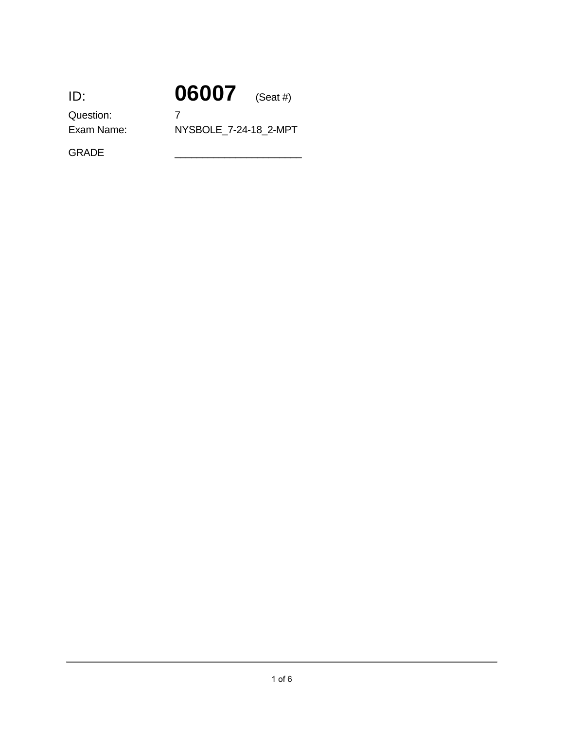ID: **06007** (Seat #)

Question: 7

Exam Name: NYSBOLE_7-24-18_2-MPT

GRADE ______________________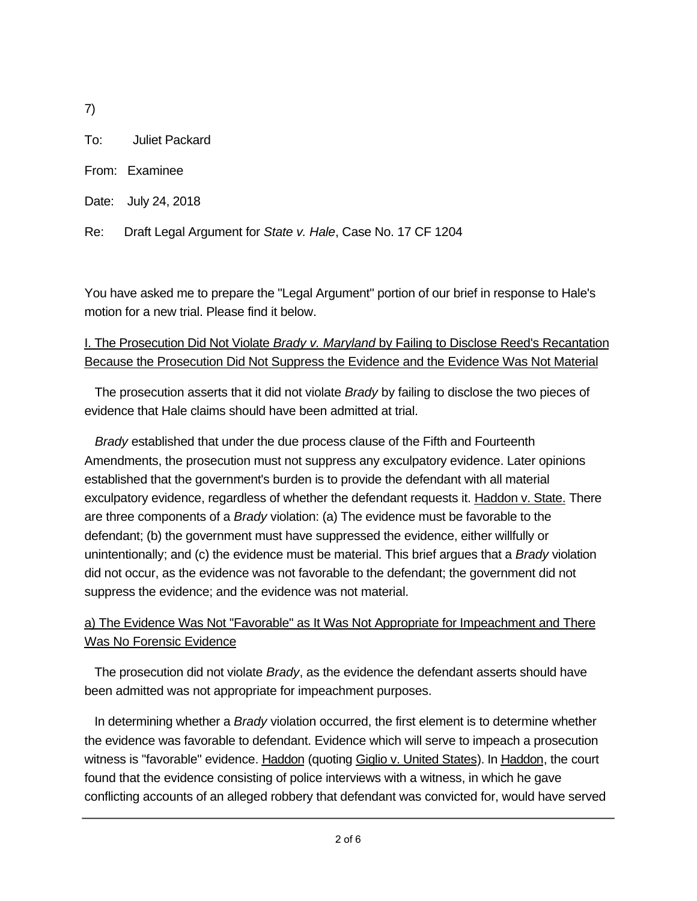7)

To: Juliet Packard

From: Examinee

Date: July 24, 2018

Re: Draft Legal Argument for *State v. Hale*, Case No. 17 CF 1204

You have asked me to prepare the "Legal Argument" portion of our brief in response to Hale's motion for a new trial. Please find it below.

<u>I. The Prosecution Did Not Violate *Brady v. Maryland* by Failing to Disclose Reed's Recantation Because the Prosecution Did Not Suppress the Evidence and the Evidence Was Not Material</u>

The prosecution asserts that it did not violate *Brady* by failing to disclose the two pieces of evidence that Hale claims should have been admitted at trial.

*Brady* established that under the due process clause of the Fifth and Fourteenth Amendments, the prosecution must not suppress any exculpatory evidence. Later opinions established that the government's burden is to provide the defendant with all material exculpatory evidence, regardless of whether the defendant requests it. <u>Haddon v. State.</u> There are three components of a *Brady* violation: (a) The evidence must be favorable to the defendant; (b) the government must have suppressed the evidence, either willfully or unintentionally; and (c) the evidence must be material. This brief argues that a *Brady* violation did not occur, as the evidence was not favorable to the defendant; the government did not suppress the evidence; and the evidence was not material.

<u>a) The Evidence Was Not "Favorable" as It Was Not Appropriate for Impeachment and There Was No Forensic Evidence</u>

The prosecution did not violate *Brady*, as the evidence the defendant asserts should have been admitted was not appropriate for impeachment purposes.

In determining whether a *Brady* violation occurred, the first element is to determine whether the evidence was favorable to defendant. Evidence which will serve to impeach a prosecution witness is "favorable" evidence. <u>Haddon</u> (quoting <u>Giglio v. United States</u>). In <u>Haddon</u>, the court found that the evidence consisting of police interviews with a witness, in which he gave conflicting accounts of an alleged robbery that defendant was convicted for, would have served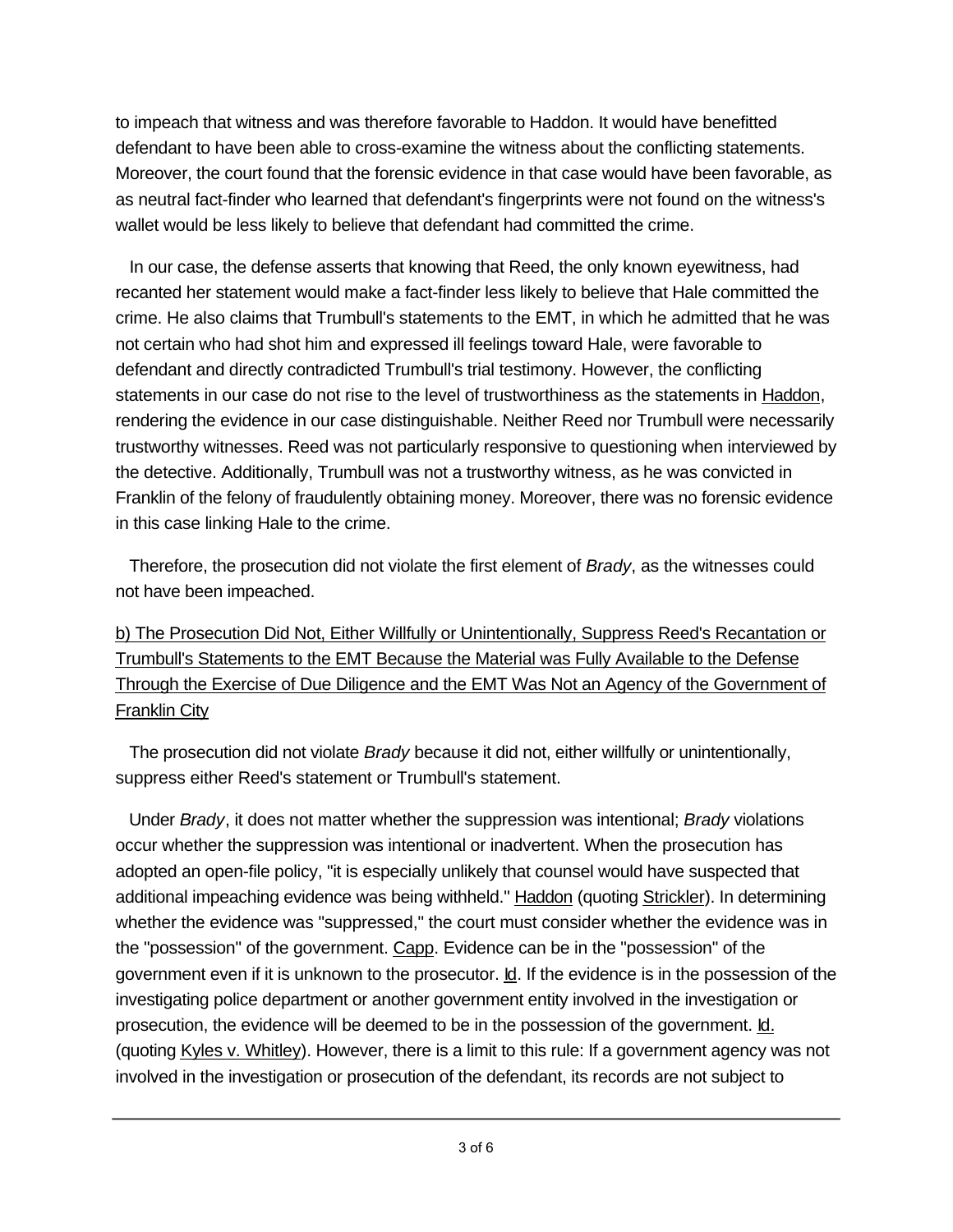to impeach that witness and was therefore favorable to Haddon. It would have benefitted defendant to have been able to cross-examine the witness about the conflicting statements. Moreover, the court found that the forensic evidence in that case would have been favorable, as as neutral fact-finder who learned that defendant's fingerprints were not found on the witness's wallet would be less likely to believe that defendant had committed the crime.

In our case, the defense asserts that knowing that Reed, the only known eyewitness, had recanted her statement would make a fact-finder less likely to believe that Hale committed the crime. He also claims that Trumbull's statements to the EMT, in which he admitted that he was not certain who had shot him and expressed ill feelings toward Hale, were favorable to defendant and directly contradicted Trumbull's trial testimony. However, the conflicting statements in our case do not rise to the level of trustworthiness as the statements in Haddon, rendering the evidence in our case distinguishable. Neither Reed nor Trumbull were necessarily trustworthy witnesses. Reed was not particularly responsive to questioning when interviewed by the detective. Additionally, Trumbull was not a trustworthy witness, as he was convicted in Franklin of the felony of fraudulently obtaining money. Moreover, there was no forensic evidence in this case linking Hale to the crime.

Therefore, the prosecution did not violate the first element of *Brady*, as the witnesses could not have been impeached.

b) The Prosecution Did Not, Either Willfully or Unintentionally, Suppress Reed's Recantation or Trumbull's Statements to the EMT Because the Material was Fully Available to the Defense Through the Exercise of Due Diligence and the EMT Was Not an Agency of the Government of Franklin City

The prosecution did not violate *Brady* because it did not, either willfully or unintentionally, suppress either Reed's statement or Trumbull's statement.

Under *Brady*, it does not matter whether the suppression was intentional; *Brady* violations occur whether the suppression was intentional or inadvertent. When the prosecution has adopted an open-file policy, "it is especially unlikely that counsel would have suspected that additional impeaching evidence was being withheld." Haddon (quoting Strickler). In determining whether the evidence was "suppressed," the court must consider whether the evidence was in the "possession" of the government. Capp. Evidence can be in the "possession" of the government even if it is unknown to the prosecutor. Id. If the evidence is in the possession of the investigating police department or another government entity involved in the investigation or prosecution, the evidence will be deemed to be in the possession of the government. Id. (quoting Kyles v. Whitley). However, there is a limit to this rule: If a government agency was not involved in the investigation or prosecution of the defendant, its records are not subject to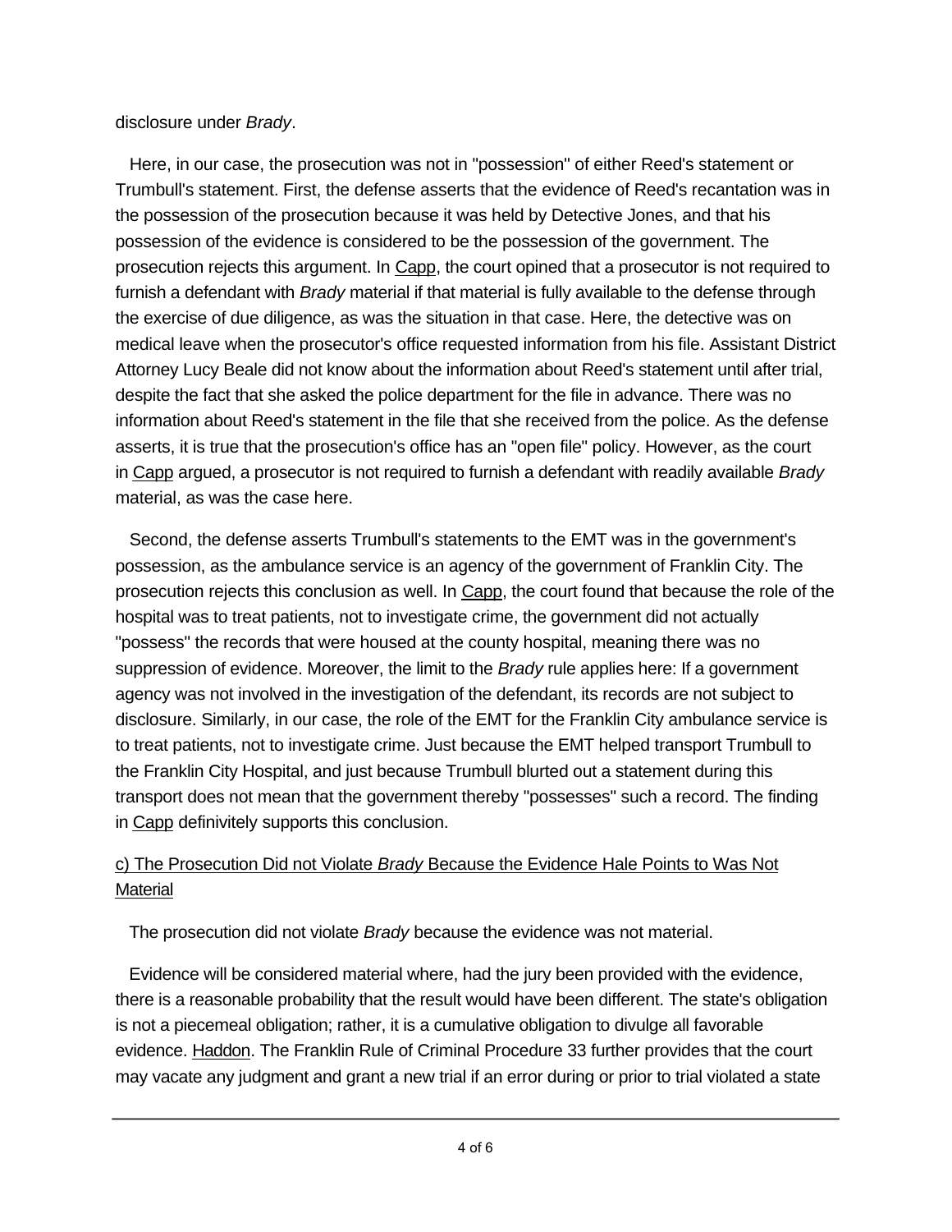disclosure under *Brady*.

Here, in our case, the prosecution was not in "possession" of either Reed's statement or Trumbull's statement. First, the defense asserts that the evidence of Reed's recantation was in the possession of the prosecution because it was held by Detective Jones, and that his possession of the evidence is considered to be the possession of the government. The prosecution rejects this argument. In Capp, the court opined that a prosecutor is not required to furnish a defendant with *Brady* material if that material is fully available to the defense through the exercise of due diligence, as was the situation in that case. Here, the detective was on medical leave when the prosecutor's office requested information from his file. Assistant District Attorney Lucy Beale did not know about the information about Reed's statement until after trial, despite the fact that she asked the police department for the file in advance. There was no information about Reed's statement in the file that she received from the police. As the defense asserts, it is true that the prosecution's office has an "open file" policy. However, as the court in Capp argued, a prosecutor is not required to furnish a defendant with readily available *Brady* material, as was the case here.

Second, the defense asserts Trumbull's statements to the EMT was in the government's possession, as the ambulance service is an agency of the government of Franklin City. The prosecution rejects this conclusion as well. In Capp, the court found that because the role of the hospital was to treat patients, not to investigate crime, the government did not actually "possess" the records that were housed at the county hospital, meaning there was no suppression of evidence. Moreover, the limit to the *Brady* rule applies here: If a government agency was not involved in the investigation of the defendant, its records are not subject to disclosure. Similarly, in our case, the role of the EMT for the Franklin City ambulance service is to treat patients, not to investigate crime. Just because the EMT helped transport Trumbull to the Franklin City Hospital, and just because Trumbull blurted out a statement during this transport does not mean that the government thereby "possesses" such a record. The finding in Capp definitively supports this conclusion.

c) The Prosecution Did not Violate *Brady* Because the Evidence Hale Points to Was Not Material

The prosecution did not violate *Brady* because the evidence was not material.

Evidence will be considered material where, had the jury been provided with the evidence, there is a reasonable probability that the result would have been different. The state's obligation is not a piecemeal obligation; rather, it is a cumulative obligation to divulge all favorable evidence. Haddon. The Franklin Rule of Criminal Procedure 33 further provides that the court may vacate any judgment and grant a new trial if an error during or prior to trial violated a state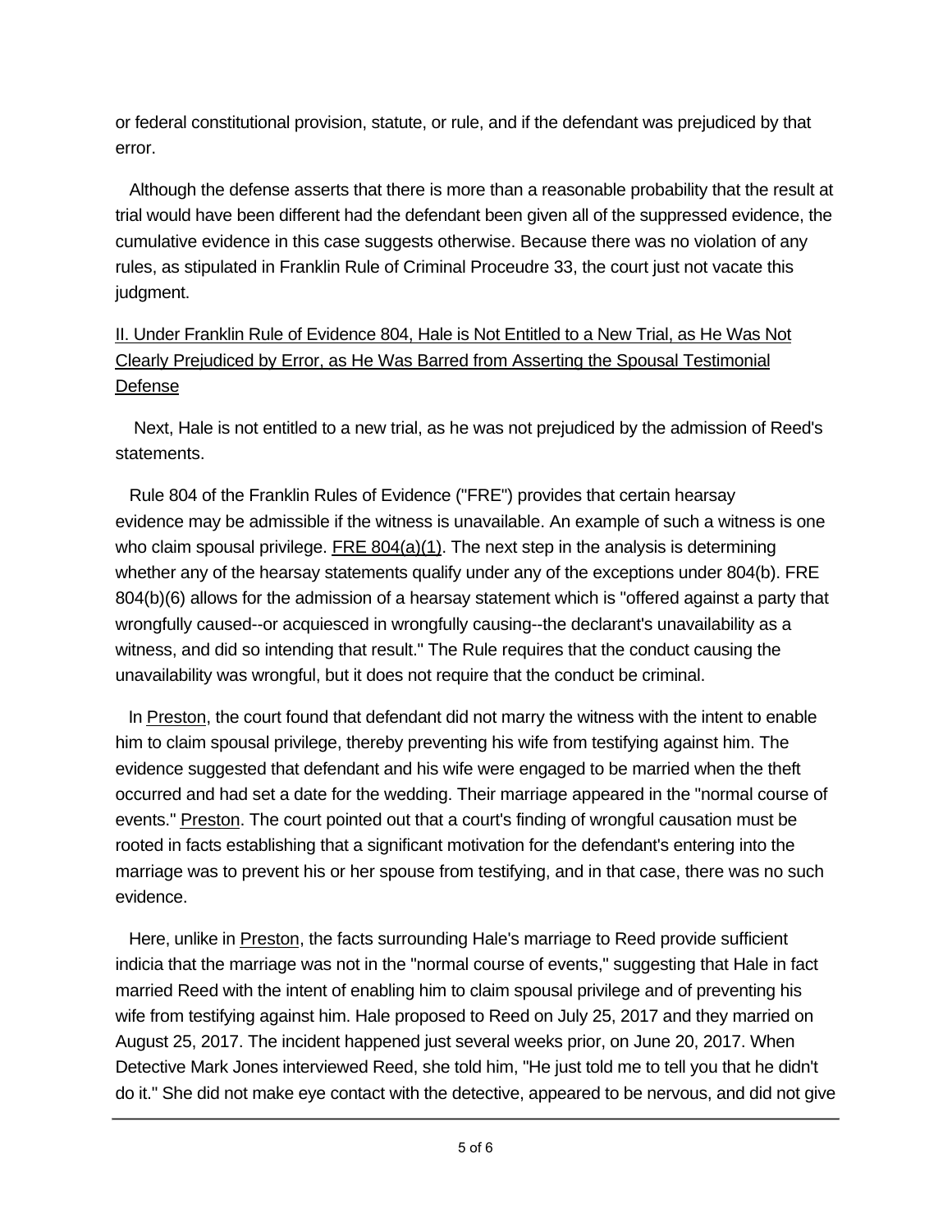or federal constitutional provision, statute, or rule, and if the defendant was prejudiced by that error.

Although the defense asserts that there is more than a reasonable probability that the result at trial would have been different had the defendant been given all of the suppressed evidence, the cumulative evidence in this case suggests otherwise. Because there was no violation of any rules, as stipulated in Franklin Rule of Criminal Proceudre 33, the court just not vacate this judgment.

<u>II. Under Franklin Rule of Evidence 804, Hale is Not Entitled to a New Trial, as He Was Not Clearly Prejudiced by Error, as He Was Barred from Asserting the Spousal Testimonial Defense</u>

Next, Hale is not entitled to a new trial, as he was not prejudiced by the admission of Reed's statements.

Rule 804 of the Franklin Rules of Evidence ("FRE") provides that certain hearsay evidence may be admissible if the witness is unavailable. An example of such a witness is one who claim spousal privilege. <u>FRE 804(a)(1)</u>. The next step in the analysis is determining whether any of the hearsay statements qualify under any of the exceptions under 804(b). FRE 804(b)(6) allows for the admission of a hearsay statement which is "offered against a party that wrongfully caused--or acquiesced in wrongfully causing--the declarant's unavailability as a witness, and did so intending that result." The Rule requires that the conduct causing the unavailability was wrongful, but it does not require that the conduct be criminal.

In <u>Preston</u>, the court found that defendant did not marry the witness with the intent to enable him to claim spousal privilege, thereby preventing his wife from testifying against him. The evidence suggested that defendant and his wife were engaged to be married when the theft occurred and had set a date for the wedding. Their marriage appeared in the "normal course of events." <u>Preston</u>. The court pointed out that a court's finding of wrongful causation must be rooted in facts establishing that a significant motivation for the defendant's entering into the marriage was to prevent his or her spouse from testifying, and in that case, there was no such evidence.

Here, unlike in <u>Preston</u>, the facts surrounding Hale's marriage to Reed provide sufficient indicia that the marriage was not in the "normal course of events," suggesting that Hale in fact married Reed with the intent of enabling him to claim spousal privilege and of preventing his wife from testifying against him. Hale proposed to Reed on July 25, 2017 and they married on August 25, 2017. The incident happened just several weeks prior, on June 20, 2017. When Detective Mark Jones interviewed Reed, she told him, "He just told me to tell you that he didn't do it." She did not make eye contact with the detective, appeared to be nervous, and did not give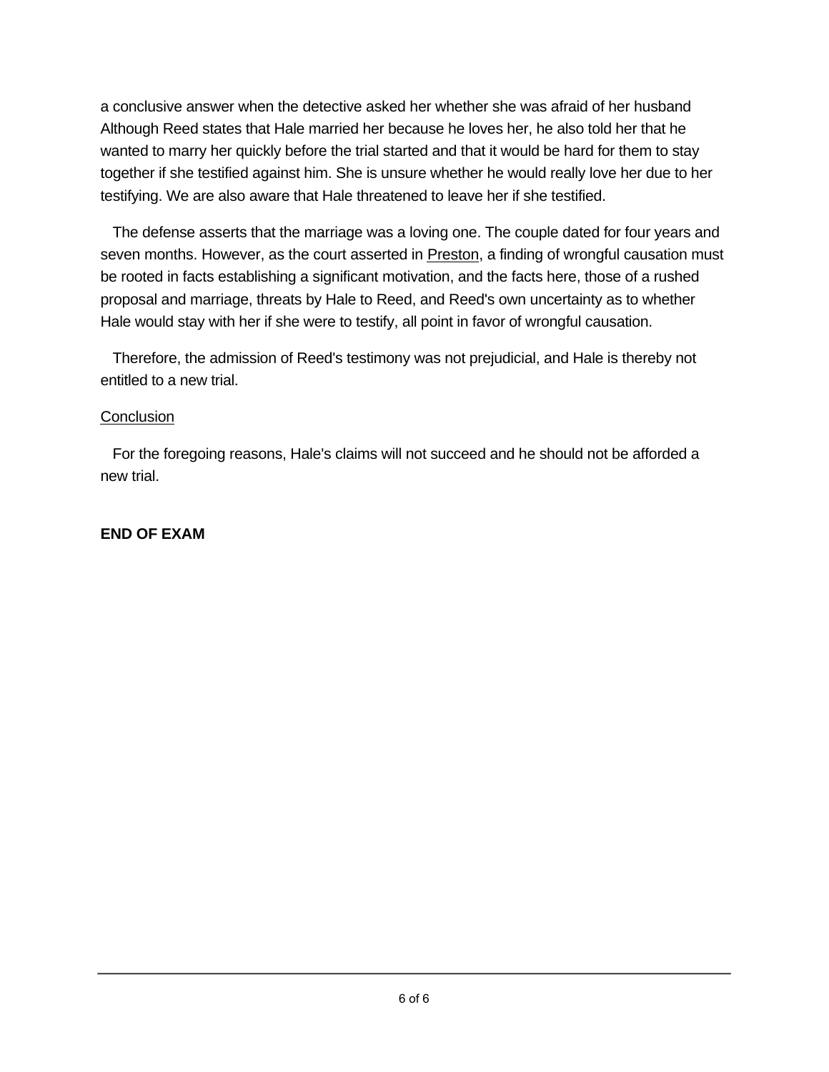a conclusive answer when the detective asked her whether she was afraid of her husband Although Reed states that Hale married her because he loves her, he also told her that he wanted to marry her quickly before the trial started and that it would be hard for them to stay together if she testified against him. She is unsure whether he would really love her due to her testifying. We are also aware that Hale threatened to leave her if she testified.

The defense asserts that the marriage was a loving one. The couple dated for four years and seven months. However, as the court asserted in Preston, a finding of wrongful causation must be rooted in facts establishing a significant motivation, and the facts here, those of a rushed proposal and marriage, threats by Hale to Reed, and Reed's own uncertainty as to whether Hale would stay with her if she were to testify, all point in favor of wrongful causation.

Therefore, the admission of Reed's testimony was not prejudicial, and Hale is thereby not entitled to a new trial.

Conclusion

For the foregoing reasons, Hale's claims will not succeed and he should not be afforded a new trial.

**END OF EXAM**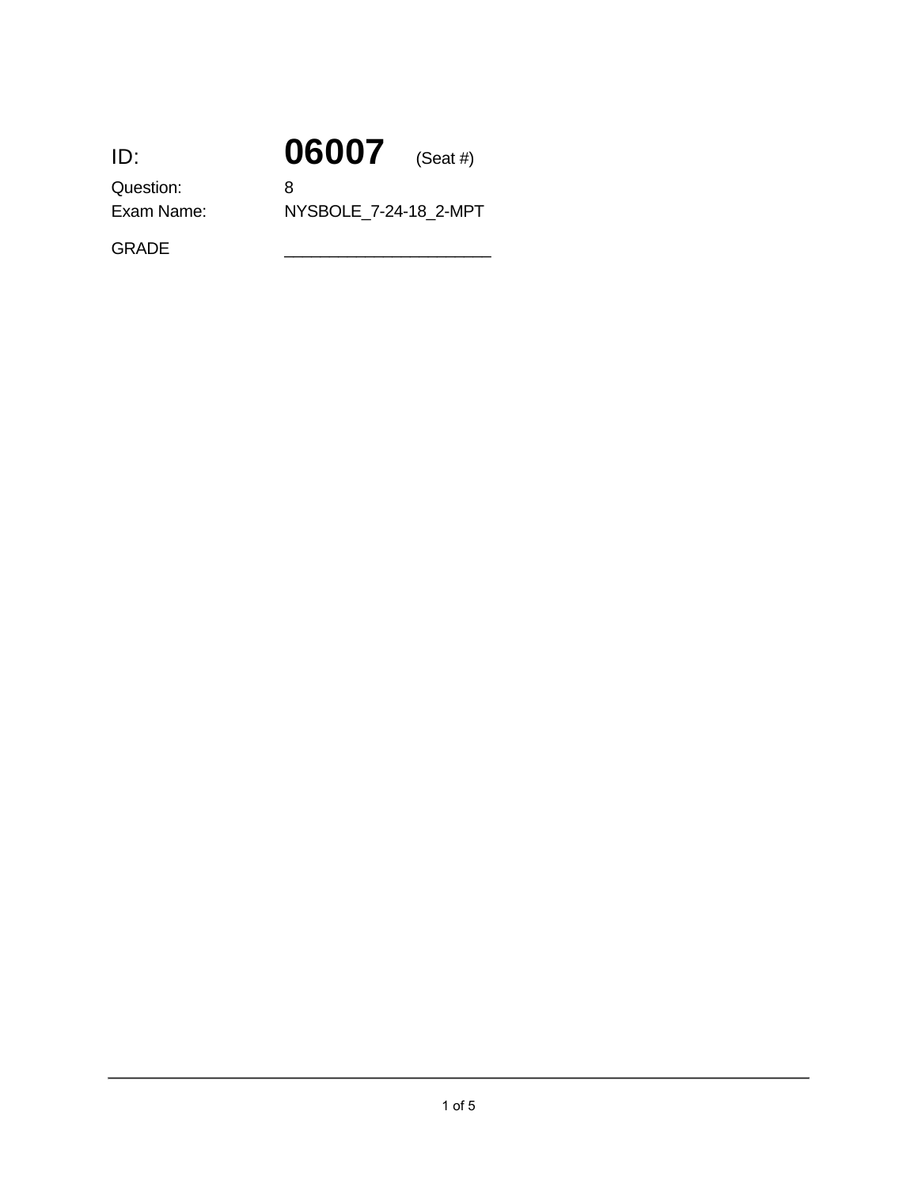ID: **06007** (Seat #)

Question: 8

Exam Name: NYSBOLE_7-24-18_2-MPT

GRADE ______________________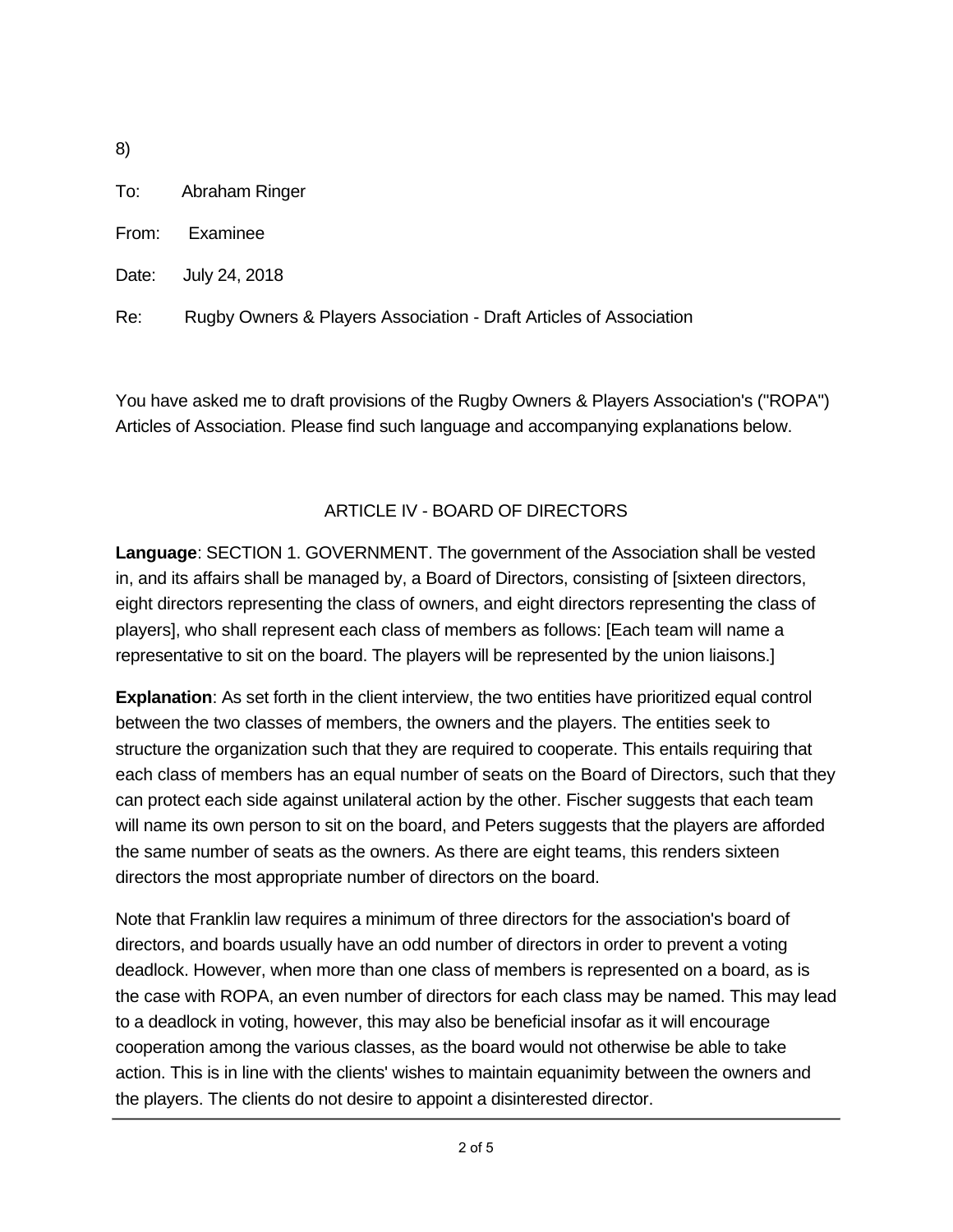8)

To: Abraham Ringer

From: Examinee

Date: July 24, 2018

Re: Rugby Owners & Players Association - Draft Articles of Association

You have asked me to draft provisions of the Rugby Owners & Players Association's ("ROPA") Articles of Association. Please find such language and accompanying explanations below.

## ARTICLE IV - BOARD OF DIRECTORS

**Language**: SECTION 1. GOVERNMENT. The government of the Association shall be vested in, and its affairs shall be managed by, a Board of Directors, consisting of [sixteen directors, eight directors representing the class of owners, and eight directors representing the class of players], who shall represent each class of members as follows: [Each team will name a representative to sit on the board. The players will be represented by the union liaisons.]

**Explanation**: As set forth in the client interview, the two entities have prioritized equal control between the two classes of members, the owners and the players. The entities seek to structure the organization such that they are required to cooperate. This entails requiring that each class of members has an equal number of seats on the Board of Directors, such that they can protect each side against unilateral action by the other. Fischer suggests that each team will name its own person to sit on the board, and Peters suggests that the players are afforded the same number of seats as the owners. As there are eight teams, this renders sixteen directors the most appropriate number of directors on the board.

Note that Franklin law requires a minimum of three directors for the association's board of directors, and boards usually have an odd number of directors in order to prevent a voting deadlock. However, when more than one class of members is represented on a board, as is the case with ROPA, an even number of directors for each class may be named. This may lead to a deadlock in voting, however, this may also be beneficial insofar as it will encourage cooperation among the various classes, as the board would not otherwise be able to take action. This is in line with the clients' wishes to maintain equanimity between the owners and the players. The clients do not desire to appoint a disinterested director.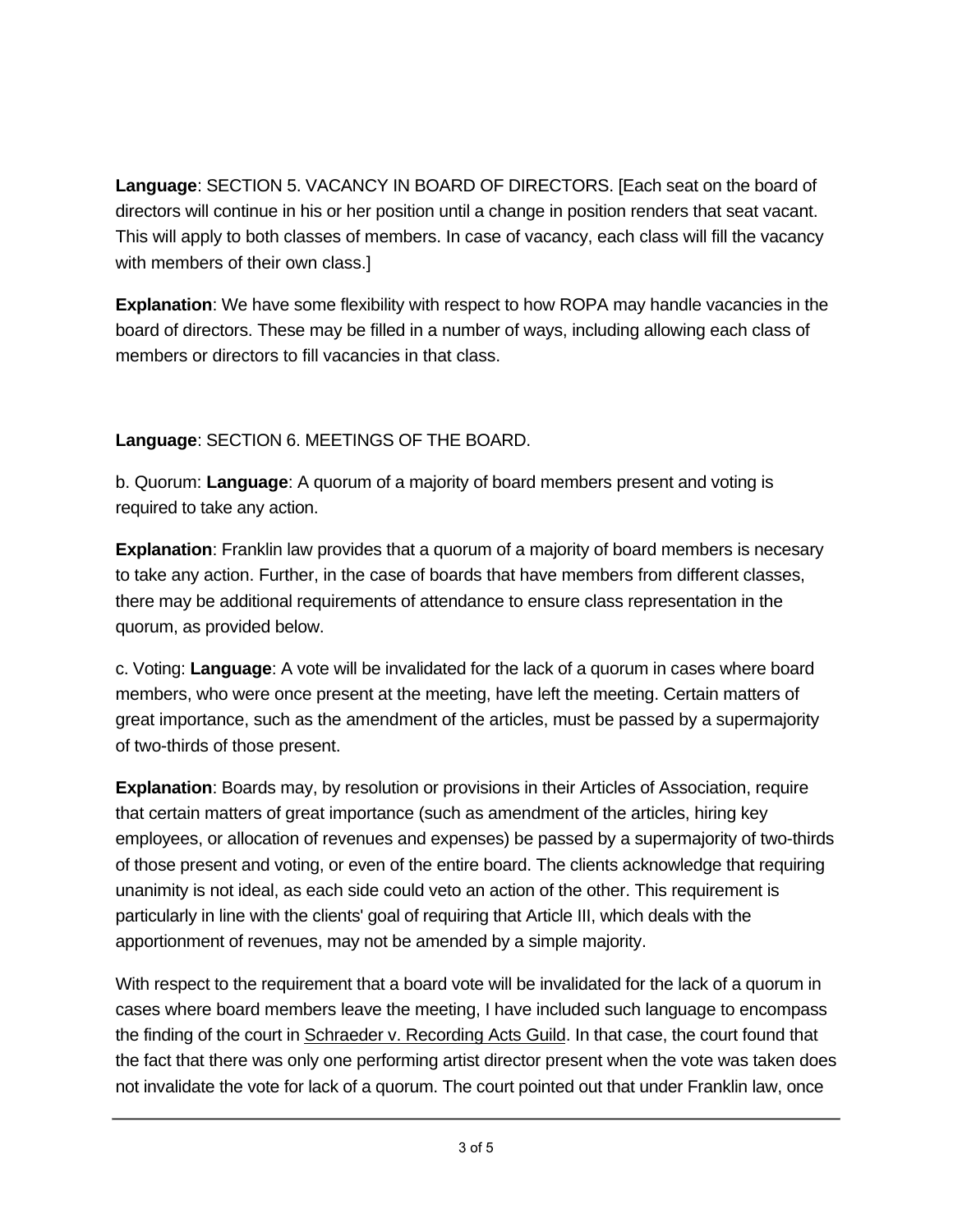**Language**: SECTION 5. VACANCY IN BOARD OF DIRECTORS. [Each seat on the board of directors will continue in his or her position until a change in position renders that seat vacant. This will apply to both classes of members. In case of vacancy, each class will fill the vacancy with members of their own class.]

**Explanation**: We have some flexibility with respect to how ROPA may handle vacancies in the board of directors. These may be filled in a number of ways, including allowing each class of members or directors to fill vacancies in that class.

**Language**: SECTION 6. MEETINGS OF THE BOARD.

b. Quorum: **Language**: A quorum of a majority of board members present and voting is required to take any action.

**Explanation**: Franklin law provides that a quorum of a majority of board members is necesary to take any action. Further, in the case of boards that have members from different classes, there may be additional requirements of attendance to ensure class representation in the quorum, as provided below.

c. Voting: **Language**: A vote will be invalidated for the lack of a quorum in cases where board members, who were once present at the meeting, have left the meeting. Certain matters of great importance, such as the amendment of the articles, must be passed by a supermajority of two-thirds of those present.

**Explanation**: Boards may, by resolution or provisions in their Articles of Association, require that certain matters of great importance (such as amendment of the articles, hiring key employees, or allocation of revenues and expenses) be passed by a supermajority of two-thirds of those present and voting, or even of the entire board. The clients acknowledge that requiring unanimity is not ideal, as each side could veto an action of the other. This requirement is particularly in line with the clients' goal of requiring that Article III, which deals with the apportionment of revenues, may not be amended by a simple majority.

With respect to the requirement that a board vote will be invalidated for the lack of a quorum in cases where board members leave the meeting, I have included such language to encompass the finding of the court in Schraeder v. Recording Acts Guild. In that case, the court found that the fact that there was only one performing artist director present when the vote was taken does not invalidate the vote for lack of a quorum. The court pointed out that under Franklin law, once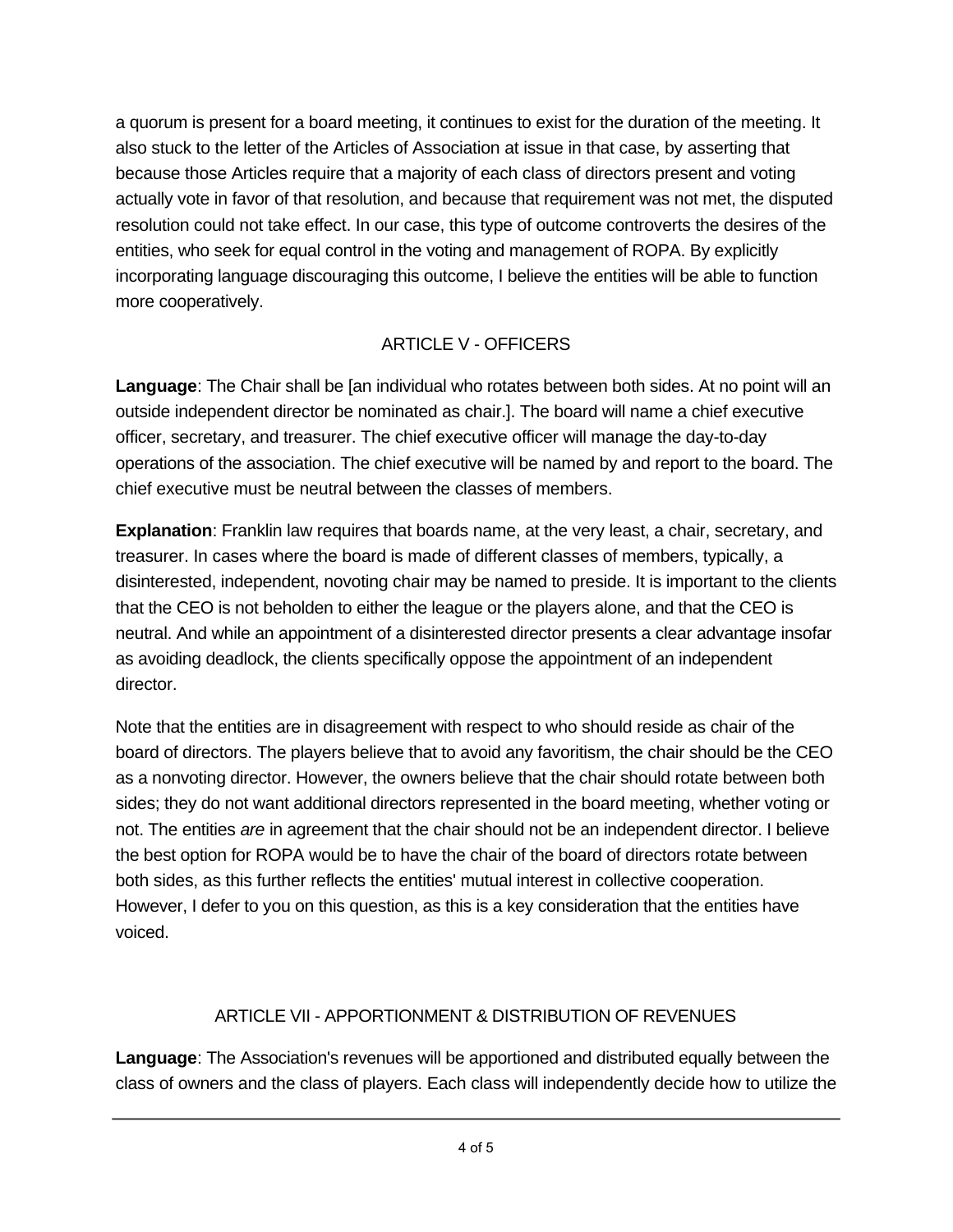a quorum is present for a board meeting, it continues to exist for the duration of the meeting. It also stuck to the letter of the Articles of Association at issue in that case, by asserting that because those Articles require that a majority of each class of directors present and voting actually vote in favor of that resolution, and because that requirement was not met, the disputed resolution could not take effect. In our case, this type of outcome controverts the desires of the entities, who seek for equal control in the voting and management of ROPA. By explicitly incorporating language discouraging this outcome, I believe the entities will be able to function more cooperatively.

## ARTICLE V - OFFICERS

**Language**: The Chair shall be [an individual who rotates between both sides. At no point will an outside independent director be nominated as chair.]. The board will name a chief executive officer, secretary, and treasurer. The chief executive officer will manage the day-to-day operations of the association. The chief executive will be named by and report to the board. The chief executive must be neutral between the classes of members.

**Explanation**: Franklin law requires that boards name, at the very least, a chair, secretary, and treasurer. In cases where the board is made of different classes of members, typically, a disinterested, independent, novoting chair may be named to preside. It is important to the clients that the CEO is not beholden to either the league or the players alone, and that the CEO is neutral. And while an appointment of a disinterested director presents a clear advantage insofar as avoiding deadlock, the clients specifically oppose the appointment of an independent director.

Note that the entities are in disagreement with respect to who should reside as chair of the board of directors. The players believe that to avoid any favoritism, the chair should be the CEO as a nonvoting director. However, the owners believe that the chair should rotate between both sides; they do not want additional directors represented in the board meeting, whether voting or not. The entities *are* in agreement that the chair should not be an independent director. I believe the best option for ROPA would be to have the chair of the board of directors rotate between both sides, as this further reflects the entities' mutual interest in collective cooperation. However, I defer to you on this question, as this is a key consideration that the entities have voiced.

## ARTICLE VII - APPORTIONMENT & DISTRIBUTION OF REVENUES

**Language**: The Association's revenues will be apportioned and distributed equally between the class of owners and the class of players. Each class will independently decide how to utilize the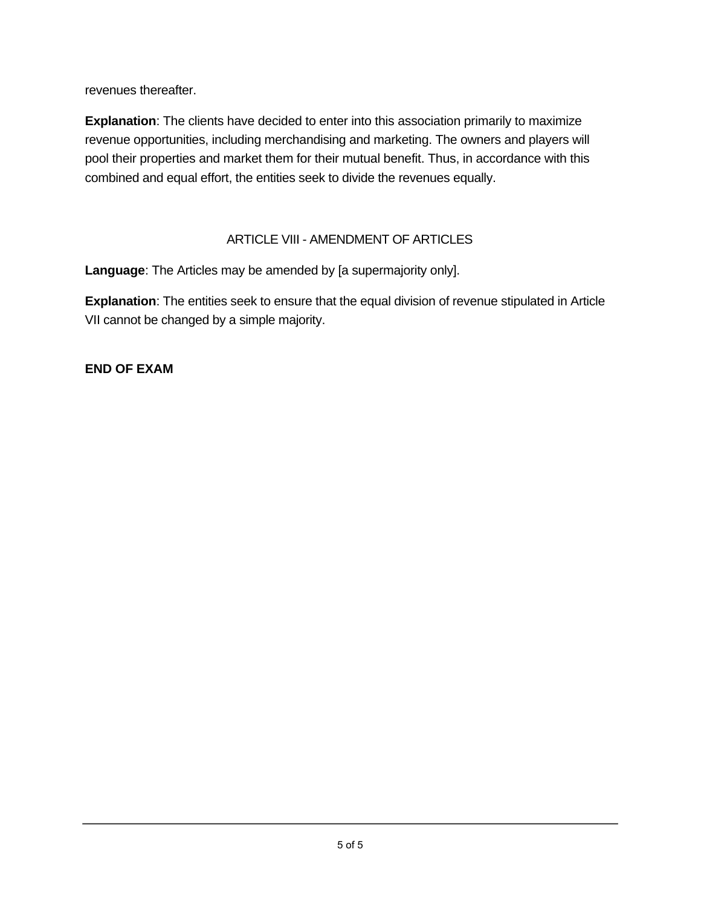revenues thereafter.

**Explanation**: The clients have decided to enter into this association primarily to maximize revenue opportunities, including merchandising and marketing. The owners and players will pool their properties and market them for their mutual benefit. Thus, in accordance with this combined and equal effort, the entities seek to divide the revenues equally.

ARTICLE VIII - AMENDMENT OF ARTICLES

**Language**: The Articles may be amended by [a supermajority only].

**Explanation**: The entities seek to ensure that the equal division of revenue stipulated in Article VII cannot be changed by a simple majority.

**END OF EXAM**